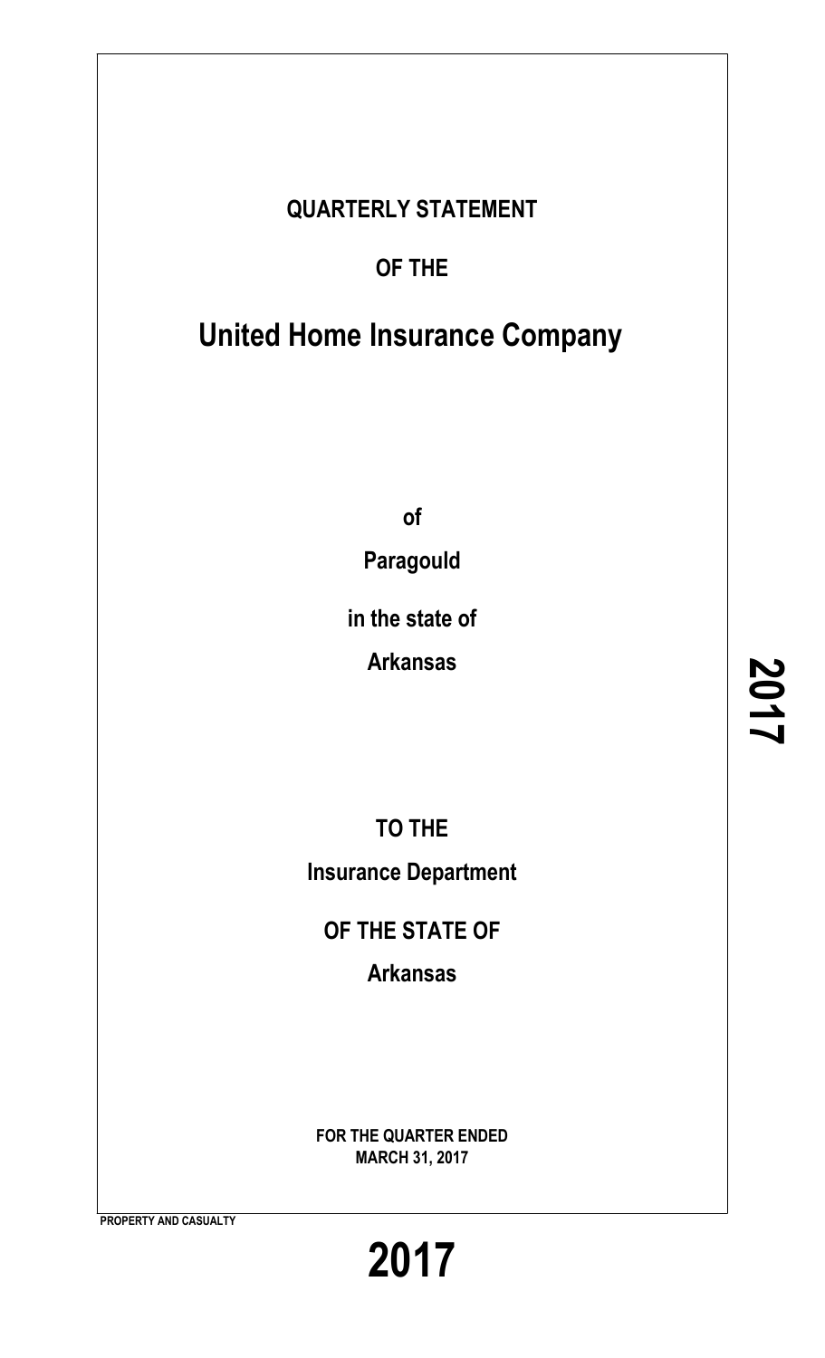# QUARTERLY STATEMENT

## OF THE

# United Home Insurance Company

**of**

**Paragould**

**in the state of**

**Arkansas**

**TO THE**

**Insurance Department**

**OF THE STATE OF**

**Arkansas**

**FOR THE QUARTER ENDED**
**MARCH 31, 2017**

**PROPERTY AND CASUALTY**

# 2017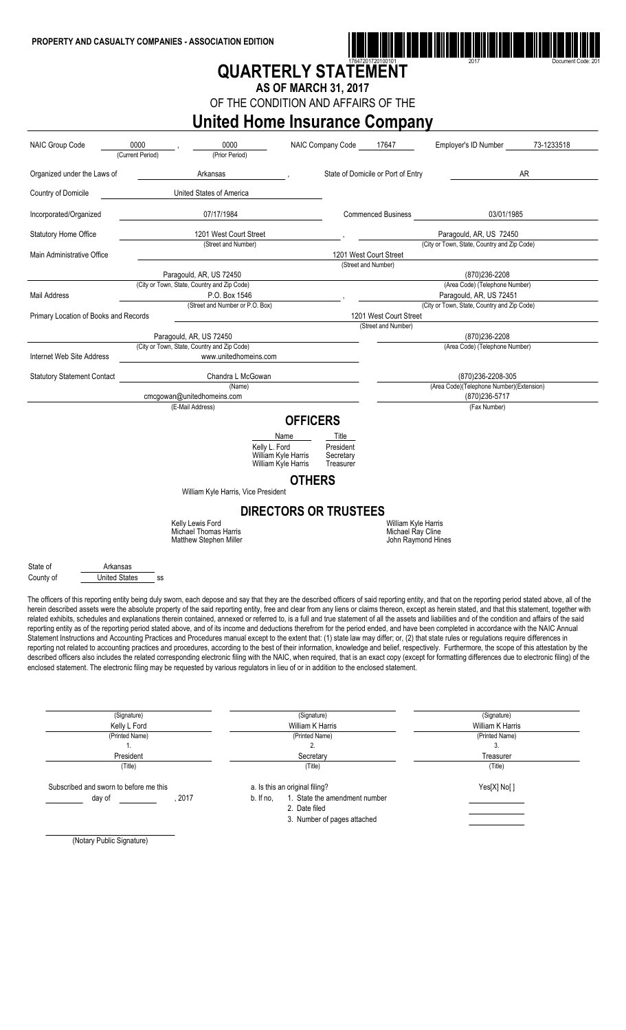PROPERTY AND CASUALTY COMPANIES - ASSOCIATION EDITION

17647201720100101 2017 Document Code: 201

# QUARTERLY STATEMENT

## AS OF MARCH 31, 2017

OF THE CONDITION AND AFFAIRS OF THE

# United Home Insurance Company

| | | | | |
|---|---|---|---|---|
| NAIC Group Code | 0000 (Current Period), 0000 (Prior Period) | NAIC Company Code 17647 | Employer's ID Number | 73-1233518 |
| Organized under the Laws of | Arkansas | State of Domicile or Port of Entry | | AR |
| Country of Domicile | United States of America | | | |
| Incorporated/Organized | 07/17/1984 | Commenced Business | | 03/01/1985 |
| Statutory Home Office | 1201 West Court Street (Street and Number) | | Paragould, AR, US 72450 (City or Town, State, Country and Zip Code) | |
| Main Administrative Office | 1201 West Court Street (Street and Number) | | | |
| | Paragould, AR, US 72450 (City or Town, State, Country and Zip Code) | | (870)236-2208 (Area Code) (Telephone Number) | |
| Mail Address | P.O. Box 1546 (Street and Number or P.O. Box) | | Paragould, AR, US 72451 (City or Town, State, Country and Zip Code) | |
| Primary Location of Books and Records | 1201 West Court Street (Street and Number) | | | |
| | Paragould, AR, US 72450 (City or Town, State, Country and Zip Code) | | (870)236-2208 (Area Code) (Telephone Number) | |
| Internet Web Site Address | www.unitedhomeins.com | | | |
| Statutory Statement Contact | Chandra L McGowan (Name) | | (870)236-2208-305 (Area Code)(Telephone Number)(Extension) | |
| | cmcgowan@unitedhomeins.com (E-Mail Address) | | (870)236-5717 (Fax Number) | |

## OFFICERS

| Name | Title |
|---|---|
| Kelly L. Ford | President |
| William Kyle Harris | Secretary |
| William Kyle Harris | Treasurer |

## OTHERS

William Kyle Harris, Vice President

## DIRECTORS OR TRUSTEES

| | |
|---|---|
| Kelly Lewis Ford | William Kyle Harris |
| Michael Thomas Harris | Michael Ray Cline |
| Matthew Stephen Miller | John Raymond Hines |

State of Arkansas
County of United States ss

The officers of this reporting entity being duly sworn, each depose and say that they are the described officers of said reporting entity, and that on the reporting period stated above, all of the herein described assets were the absolute property of the said reporting entity, free and clear from any liens or claims thereon, except as herein stated, and that this statement, together with related exhibits, schedules and explanations therein contained, annexed or referred to, is a full and true statement of all the assets and liabilities and of the condition and affairs of the said reporting entity as of the reporting period stated above, and of its income and deductions therefrom for the period ended, and have been completed in accordance with the NAIC Annual Statement Instructions and Accounting Practices and Procedures manual except to the extent that: (1) state law may differ; or, (2) that state rules or regulations require differences in reporting not related to accounting practices and procedures, according to the best of their information, knowledge and belief, respectively. Furthermore, the scope of this attestation by the described officers also includes the related corresponding electronic filing with the NAIC, when required, that is an exact copy (except for formatting differences due to electronic filing) of the enclosed statement. The electronic filing may be requested by various regulators in lieu of or in addition to the enclosed statement.

| (Signature) | (Signature) | (Signature) |
|---|---|---|
| Kelly L Ford | William K Harris | William K Harris |
| (Printed Name) | (Printed Name) | (Printed Name) |
| 1. | 2. | 3. |
| President | Secretary | Treasurer |
| (Title) | (Title) | (Title) |

Subscribed and sworn to before me this ______ day of ______, 2017

a. Is this an original filing? Yes[X] No[ ]

b. If no,
1. State the amendment number
2. Date filed
3. Number of pages attached

(Notary Public Signature)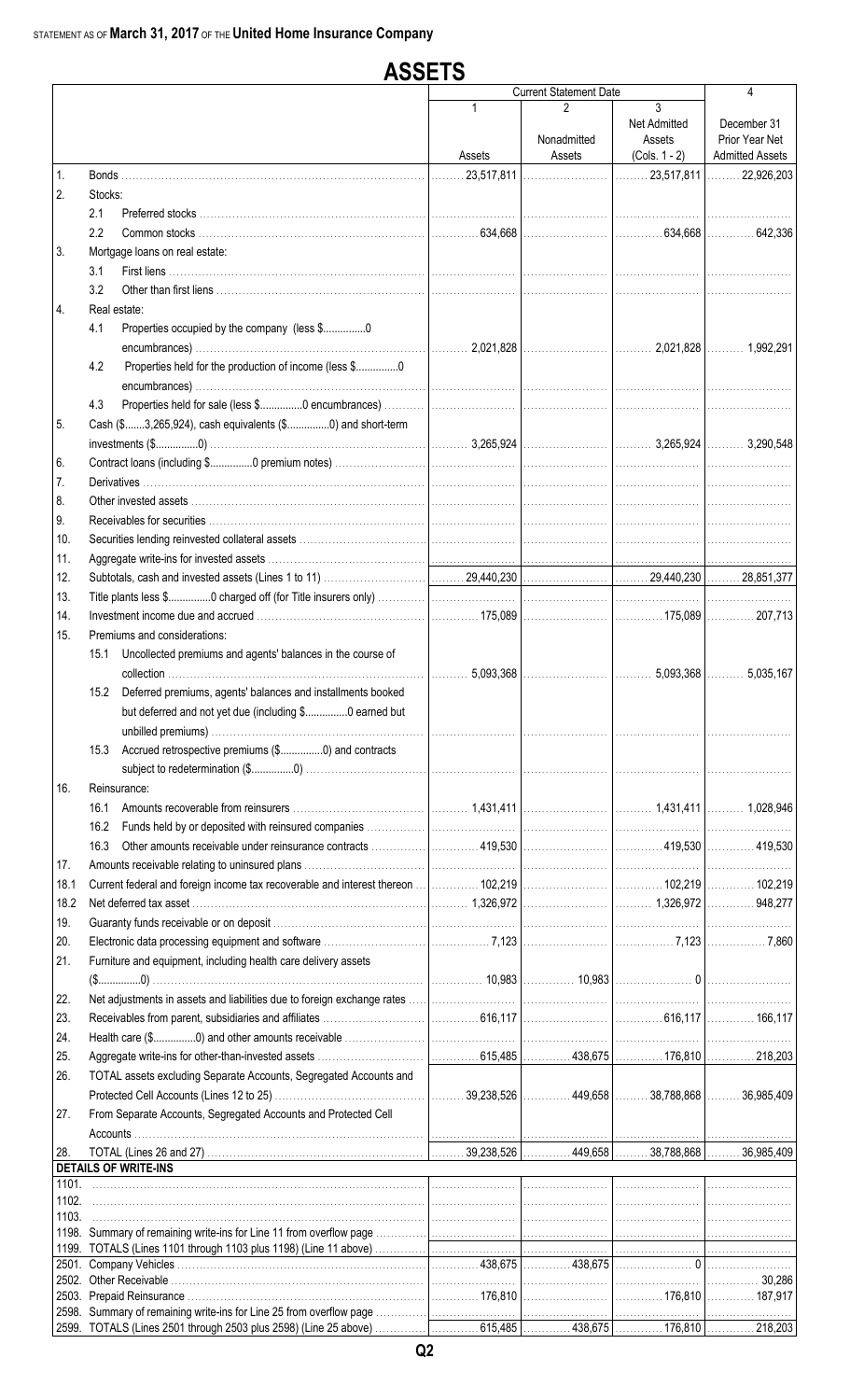STATEMENT AS OF **March 31, 2017** OF THE **United Home Insurance Company**

# ASSETS

| | | Current Statement Date 1 Assets | 2 Nonadmitted Assets | 3 Net Admitted Assets (Cols. 1 - 2) | 4 December 31 Prior Year Net Admitted Assets |
|---|---|---|---|---|---|
| 1. | Bonds | 23,517,811 | | 23,517,811 | 22,926,203 |
| 2. | Stocks: | | | | |
| | 2.1 Preferred stocks | | | | |
| | 2.2 Common stocks | 634,668 | | 634,668 | 642,336 |
| 3. | Mortgage loans on real estate: | | | | |
| | 3.1 First liens | | | | |
| | 3.2 Other than first liens | | | | |
| 4. | Real estate: | | | | |
| | 4.1 Properties occupied by the company (less $...............0 encumbrances) | 2,021,828 | | 2,021,828 | 1,992,291 |
| | 4.2 Properties held for the production of income (less $...............0 encumbrances) | | | | |
| | 4.3 Properties held for sale (less $...............0 encumbrances) | | | | |
| 5. | Cash ($.......3,265,924), cash equivalents ($...............0) and short-term investments ($...............0) | 3,265,924 | | 3,265,924 | 3,290,548 |
| 6. | Contract loans (including $...............0 premium notes) | | | | |
| 7. | Derivatives | | | | |
| 8. | Other invested assets | | | | |
| 9. | Receivables for securities | | | | |
| 10. | Securities lending reinvested collateral assets | | | | |
| 11. | Aggregate write-ins for invested assets | | | | |
| 12. | Subtotals, cash and invested assets (Lines 1 to 11) | 29,440,230 | | 29,440,230 | 28,851,377 |
| 13. | Title plants less $...............0 charged off (for Title insurers only) | | | | |
| 14. | Investment income due and accrued | 175,089 | | 175,089 | 207,713 |
| 15. | Premiums and considerations: | | | | |
| | 15.1 Uncollected premiums and agents' balances in the course of collection | 5,093,368 | | 5,093,368 | 5,035,167 |
| | 15.2 Deferred premiums, agents' balances and installments booked but deferred and not yet due (including $...............0 earned but unbilled premiums) | | | | |
| | 15.3 Accrued retrospective premiums ($...............0) and contracts subject to redetermination ($...............0) | | | | |
| 16. | Reinsurance: | | | | |
| | 16.1 Amounts recoverable from reinsurers | 1,431,411 | | 1,431,411 | 1,028,946 |
| | 16.2 Funds held by or deposited with reinsured companies | | | | |
| | 16.3 Other amounts receivable under reinsurance contracts | 419,530 | | 419,530 | 419,530 |
| 17. | Amounts receivable relating to uninsured plans | | | | |
| 18.1 | Current federal and foreign income tax recoverable and interest thereon | 102,219 | | 102,219 | 102,219 |
| 18.2 | Net deferred tax asset | 1,326,972 | | 1,326,972 | 948,277 |
| 19. | Guaranty funds receivable or on deposit | | | | |
| 20. | Electronic data processing equipment and software | 7,123 | | 7,123 | 7,860 |
| 21. | Furniture and equipment, including health care delivery assets ($...............0) | 10,983 | 10,983 | 0 | |
| 22. | Net adjustments in assets and liabilities due to foreign exchange rates | | | | |
| 23. | Receivables from parent, subsidiaries and affiliates | 616,117 | | 616,117 | 166,117 |
| 24. | Health care ($...............0) and other amounts receivable | | | | |
| 25. | Aggregate write-ins for other-than-invested assets | 615,485 | 438,675 | 176,810 | 218,203 |
| 26. | TOTAL assets excluding Separate Accounts, Segregated Accounts and Protected Cell Accounts (Lines 12 to 25) | 39,238,526 | 449,658 | 38,788,868 | 36,985,409 |
| 27. | From Separate Accounts, Segregated Accounts and Protected Cell Accounts | | | | |
| 28. | TOTAL (Lines 26 and 27) | 39,238,526 | 449,658 | 38,788,868 | 36,985,409 |
| | **DETAILS OF WRITE-INS** | | | | |
| 1101. | | | | | |
| 1102. | | | | | |
| 1103. | | | | | |
| 1198. | Summary of remaining write-ins for Line 11 from overflow page | | | | |
| 1199. | TOTALS (Lines 1101 through 1103 plus 1198) (Line 11 above) | | | | |
| 2501. | Company Vehicles | 438,675 | 438,675 | 0 | |
| 2502. | Other Receivable | | | | 30,286 |
| 2503. | Prepaid Reinsurance | 176,810 | | 176,810 | 187,917 |
| 2598. | Summary of remaining write-ins for Line 25 from overflow page | | | | |
| 2599. | TOTALS (Lines 2501 through 2503 plus 2598) (Line 25 above) | 615,485 | 438,675 | 176,810 | 218,203 |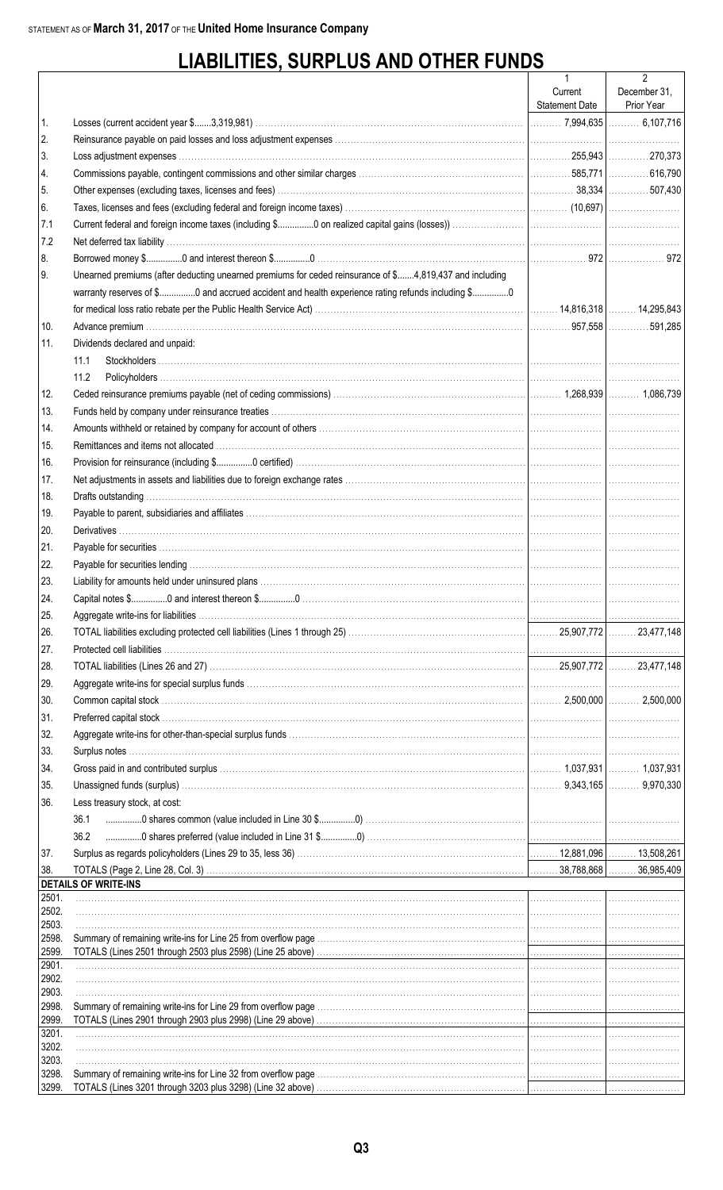STATEMENT AS OF **March 31, 2017** OF THE **United Home Insurance Company**

# LIABILITIES, SURPLUS AND OTHER FUNDS

| | | 1<br>Current<br>Statement Date | 2<br>December 31,<br>Prior Year |
|---|---|---|---|
| 1. | Losses (current accident year $.......3,319,981) | 7,994,635 | 6,107,716 |
| 2. | Reinsurance payable on paid losses and loss adjustment expenses | | |
| 3. | Loss adjustment expenses | 255,943 | 270,373 |
| 4. | Commissions payable, contingent commissions and other similar charges | 585,771 | 616,790 |
| 5. | Other expenses (excluding taxes, licenses and fees) | 38,334 | 507,430 |
| 6. | Taxes, licenses and fees (excluding federal and foreign income taxes) | (10,697) | |
| 7.1 | Current federal and foreign income taxes (including $...............0 on realized capital gains (losses)) | | |
| 7.2 | Net deferred tax liability | | |
| 8. | Borrowed money $...............0 and interest thereon $...............0 | 972 | 972 |
| 9. | Unearned premiums (after deducting unearned premiums for ceded reinsurance of $.......4,819,437 and including warranty reserves of $...............0 and accrued accident and health experience rating refunds including $...............0 for medical loss ratio rebate per the Public Health Service Act) | 14,816,318 | 14,295,843 |
| 10. | Advance premium | 957,558 | 591,285 |
| 11. | Dividends declared and unpaid: | | |
| | 11.1 Stockholders | | |
| | 11.2 Policyholders | | |
| 12. | Ceded reinsurance premiums payable (net of ceding commissions) | 1,268,939 | 1,086,739 |
| 13. | Funds held by company under reinsurance treaties | | |
| 14. | Amounts withheld or retained by company for account of others | | |
| 15. | Remittances and items not allocated | | |
| 16. | Provision for reinsurance (including $...............0 certified) | | |
| 17. | Net adjustments in assets and liabilities due to foreign exchange rates | | |
| 18. | Drafts outstanding | | |
| 19. | Payable to parent, subsidiaries and affiliates | | |
| 20. | Derivatives | | |
| 21. | Payable for securities | | |
| 22. | Payable for securities lending | | |
| 23. | Liability for amounts held under uninsured plans | | |
| 24. | Capital notes $...............0 and interest thereon $...............0 | | |
| 25. | Aggregate write-ins for liabilities | | |
| 26. | TOTAL liabilities excluding protected cell liabilities (Lines 1 through 25) | 25,907,772 | 23,477,148 |
| 27. | Protected cell liabilities | | |
| 28. | TOTAL liabilities (Lines 26 and 27) | 25,907,772 | 23,477,148 |
| 29. | Aggregate write-ins for special surplus funds | | |
| 30. | Common capital stock | 2,500,000 | 2,500,000 |
| 31. | Preferred capital stock | | |
| 32. | Aggregate write-ins for other-than-special surplus funds | | |
| 33. | Surplus notes | | |
| 34. | Gross paid in and contributed surplus | 1,037,931 | 1,037,931 |
| 35. | Unassigned funds (surplus) | 9,343,165 | 9,970,330 |
| 36. | Less treasury stock, at cost: | | |
| | 36.1 ...............0 shares common (value included in Line 30 $...............0) | | |
| | 36.2 ...............0 shares preferred (value included in Line 31 $...............0) | | |
| 37. | Surplus as regards policyholders (Lines 29 to 35, less 36) | 12,881,096 | 13,508,261 |
| 38. | TOTALS (Page 2, Line 28, Col. 3) | 38,788,868 | 36,985,409 |
| | **DETAILS OF WRITE-INS** | | |
| 2501. | | | |
| 2502. | | | |
| 2503. | | | |
| 2598. | Summary of remaining write-ins for Line 25 from overflow page | | |
| 2599. | TOTALS (Lines 2501 through 2503 plus 2598) (Line 25 above) | | |
| 2901. | | | |
| 2902. | | | |
| 2903. | | | |
| 2998. | Summary of remaining write-ins for Line 29 from overflow page | | |
| 2999. | TOTALS (Lines 2901 through 2903 plus 2998) (Line 29 above) | | |
| 3201. | | | |
| 3202. | | | |
| 3203. | | | |
| 3298. | Summary of remaining write-ins for Line 32 from overflow page | | |
| 3299. | TOTALS (Lines 3201 through 3203 plus 3298) (Line 32 above) | | |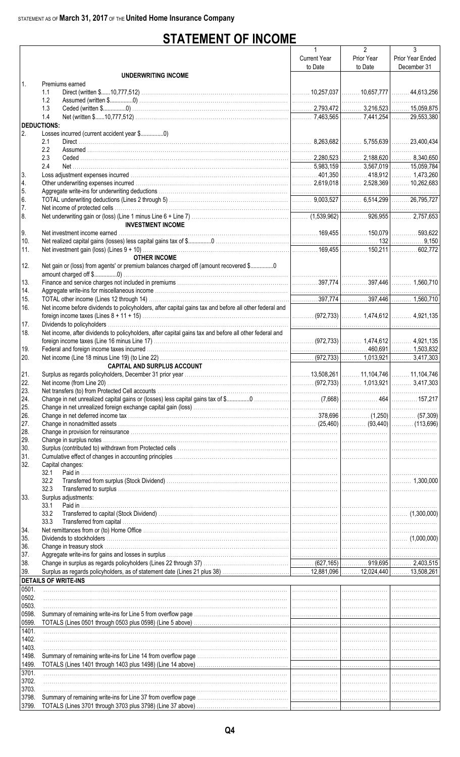STATEMENT AS OF **March 31, 2017** OF THE **United Home Insurance Company**

# STATEMENT OF INCOME

| | | 1<br>Current Year<br>to Date | 2<br>Prior Year<br>to Date | 3<br>Prior Year Ended<br>December 31 |
|---|---|---|---|---|
| | **UNDERWRITING INCOME** | | | |
| 1. | Premiums earned | | | |
| | 1.1 Direct (written $......10,777,512) | 10,257,037 | 10,657,777 | 44,613,256 |
| | 1.2 Assumed (written $..............0) | | | |
| | 1.3 Ceded (written $..............0) | 2,793,472 | 3,216,523 | 15,059,875 |
| | 1.4 Net (written $......10,777,512) | 7,463,565 | 7,441,254 | 29,553,380 |
| | **DEDUCTIONS:** | | | |
| 2. | Losses incurred (current accident year $..............0) | | | |
| | 2.1 Direct | 8,263,682 | 5,755,639 | 23,400,434 |
| | 2.2 Assumed | | | |
| | 2.3 Ceded | 2,280,523 | 2,188,620 | 8,340,650 |
| | 2.4 Net | 5,983,159 | 3,567,019 | 15,059,784 |
| 3. | Loss adjustment expenses incurred | 401,350 | 418,912 | 1,473,260 |
| 4. | Other underwriting expenses incurred | 2,619,018 | 2,528,369 | 10,262,683 |
| 5. | Aggregate write-ins for underwriting deductions | | | |
| 6. | TOTAL underwriting deductions (Lines 2 through 5) | 9,003,527 | 6,514,299 | 26,795,727 |
| 7. | Net income of protected cells | | | |
| 8. | Net underwriting gain or (loss) (Line 1 minus Line 6 + Line 7) | (1,539,962) | 926,955 | 2,757,653 |
| | **INVESTMENT INCOME** | | | |
| 9. | Net investment income earned | 169,455 | 150,079 | 593,622 |
| 10. | Net realized capital gains (losses) less capital gains tax of $..............0 | | 132 | 9,150 |
| 11. | Net investment gain (loss) (Lines 9 + 10) | 169,455 | 150,211 | 602,772 |
| | **OTHER INCOME** | | | |
| 12. | Net gain or (loss) from agents' or premium balances charged off (amount recovered $..............0 amount charged off $..............0) | | | |
| 13. | Finance and service charges not included in premiums | 397,774 | 397,446 | 1,560,710 |
| 14. | Aggregate write-ins for miscellaneous income | | | |
| 15. | TOTAL other income (Lines 12 through 14) | 397,774 | 397,446 | 1,560,710 |
| 16. | Net income before dividends to policyholders, after capital gains tax and before all other federal and foreign income taxes (Lines 8 + 11 + 15) | (972,733) | 1,474,612 | 4,921,135 |
| 17. | Dividends to policyholders | | | |
| 18. | Net income, after dividends to policyholders, after capital gains tax and before all other federal and foreign income taxes (Line 16 minus Line 17) | (972,733) | 1,474,612 | 4,921,135 |
| 19. | Federal and foreign income taxes incurred | | 460,691 | 1,503,832 |
| 20. | Net income (Line 18 minus Line 19) (to Line 22) | (972,733) | 1,013,921 | 3,417,303 |
| | **CAPITAL AND SURPLUS ACCOUNT** | | | |
| 21. | Surplus as regards policyholders, December 31 prior year | 13,508,261 | 11,104,746 | 11,104,746 |
| 22. | Net income (from Line 20) | (972,733) | 1,013,921 | 3,417,303 |
| 23. | Net transfers (to) from Protected Cell accounts | | | |
| 24. | Change in net unrealized capital gains or (losses) less capital gains tax of $..............0 | (7,668) | 464 | 157,217 |
| 25. | Change in net unrealized foreign exchange capital gain (loss) | | | |
| 26. | Change in net deferred income tax | 378,696 | (1,250) | (57,309) |
| 27. | Change in nonadmitted assets | (25,460) | (93,440) | (113,696) |
| 28. | Change in provision for reinsurance | | | |
| 29. | Change in surplus notes | | | |
| 30. | Surplus (contributed to) withdrawn from Protected cells | | | |
| 31. | Cumulative effect of changes in accounting principles | | | |
| 32. | Capital changes: | | | |
| | 32.1 Paid in | | | |
| | 32.2 Transferred from surplus (Stock Dividend) | | | 1,300,000 |
| | 32.3 Transferred to surplus | | | |
| 33. | Surplus adjustments: | | | |
| | 33.1 Paid in | | | |
| | 33.2 Transferred to capital (Stock Dividend) | | | (1,300,000) |
| | 33.3 Transferred from capital | | | |
| 34. | Net remittances from or (to) Home Office | | | |
| 35. | Dividends to stockholders | | | (1,000,000) |
| 36. | Change in treasury stock | | | |
| 37. | Aggregate write-ins for gains and losses in surplus | | | |
| 38. | Change in surplus as regards policyholders (Lines 22 through 37) | (627,165) | 919,695 | 2,403,515 |
| 39. | Surplus as regards policyholders, as of statement date (Lines 21 plus 38) | 12,881,096 | 12,024,440 | 13,508,261 |
| | **DETAILS OF WRITE-INS** | | | |
| 0501. | | | | |
| 0502. | | | | |
| 0503. | | | | |
| 0598. | Summary of remaining write-ins for Line 5 from overflow page | | | |
| 0599. | TOTALS (Lines 0501 through 0503 plus 0598) (Line 5 above) | | | |
| 1401. | | | | |
| 1402. | | | | |
| 1403. | | | | |
| 1498. | Summary of remaining write-ins for Line 14 from overflow page | | | |
| 1499. | TOTALS (Lines 1401 through 1403 plus 1498) (Line 14 above) | | | |
| 3701. | | | | |
| 3702. | | | | |
| 3703. | | | | |
| 3798. | Summary of remaining write-ins for Line 37 from overflow page | | | |
| 3799. | TOTALS (Lines 3701 through 3703 plus 3798) (Line 37 above) | | | |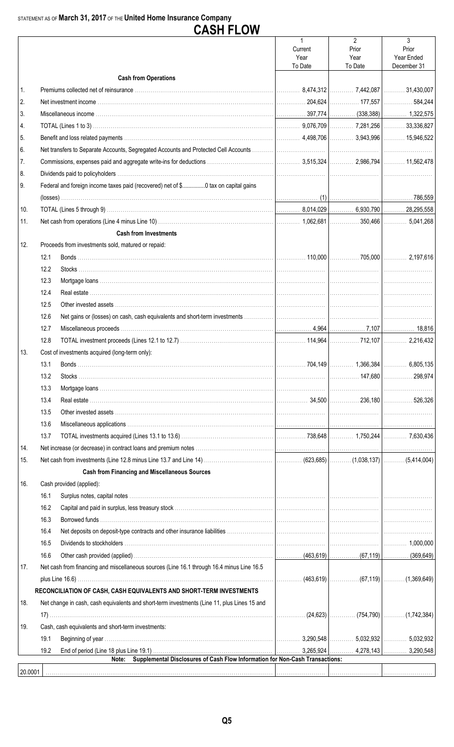STATEMENT AS OF **March 31, 2017** OF THE **United Home Insurance Company**

# CASH FLOW

| | | 1<br>Current<br>Year<br>To Date | 2<br>Prior<br>Year<br>To Date | 3<br>Prior<br>Year Ended<br>December 31 |
|---|---|---|---|---|
| | **Cash from Operations** | | | |
| 1. | Premiums collected net of reinsurance | 8,474,312 | 7,442,087 | 31,430,007 |
| 2. | Net investment income | 204,624 | 177,557 | 584,244 |
| 3. | Miscellaneous income | 397,774 | (338,388) | 1,322,575 |
| 4. | TOTAL (Lines 1 to 3) | 9,076,709 | 7,281,256 | 33,336,827 |
| 5. | Benefit and loss related payments | 4,498,706 | 3,943,996 | 15,946,522 |
| 6. | Net transfers to Separate Accounts, Segregated Accounts and Protected Cell Accounts | | | |
| 7. | Commissions, expenses paid and aggregate write-ins for deductions | 3,515,324 | 2,986,794 | 11,562,478 |
| 8. | Dividends paid to policyholders | | | |
| 9. | Federal and foreign income taxes paid (recovered) net of $..............0 tax on capital gains (losses) | (1) | | 786,559 |
| 10. | TOTAL (Lines 5 through 9) | 8,014,029 | 6,930,790 | 28,295,558 |
| 11. | Net cash from operations (Line 4 minus Line 10) | 1,062,681 | 350,466 | 5,041,268 |
| | **Cash from Investments** | | | |
| 12. | Proceeds from investments sold, matured or repaid: | | | |
| | 12.1 Bonds | 110,000 | 705,000 | 2,197,616 |
| | 12.2 Stocks | | | |
| | 12.3 Mortgage loans | | | |
| | 12.4 Real estate | | | |
| | 12.5 Other invested assets | | | |
| | 12.6 Net gains or (losses) on cash, cash equivalents and short-term investments | | | |
| | 12.7 Miscellaneous proceeds | 4,964 | 7,107 | 18,816 |
| | 12.8 TOTAL investment proceeds (Lines 12.1 to 12.7) | 114,964 | 712,107 | 2,216,432 |
| 13. | Cost of investments acquired (long-term only): | | | |
| | 13.1 Bonds | 704,149 | 1,366,384 | 6,805,135 |
| | 13.2 Stocks | | 147,680 | 298,974 |
| | 13.3 Mortgage loans | | | |
| | 13.4 Real estate | 34,500 | 236,180 | 526,326 |
| | 13.5 Other invested assets | | | |
| | 13.6 Miscellaneous applications | | | |
| | 13.7 TOTAL investments acquired (Lines 13.1 to 13.6) | 738,648 | 1,750,244 | 7,630,436 |
| 14. | Net increase (or decrease) in contract loans and premium notes | | | |
| 15. | Net cash from investments (Line 12.8 minus Line 13.7 and Line 14) | (623,685) | (1,038,137) | (5,414,004) |
| | **Cash from Financing and Miscellaneous Sources** | | | |
| 16. | Cash provided (applied): | | | |
| | 16.1 Surplus notes, capital notes | | | |
| | 16.2 Capital and paid in surplus, less treasury stock | | | |
| | 16.3 Borrowed funds | | | |
| | 16.4 Net deposits on deposit-type contracts and other insurance liabilities | | | |
| | 16.5 Dividends to stockholders | | | 1,000,000 |
| | 16.6 Other cash provided (applied) | (463,619) | (67,119) | (369,649) |
| 17. | Net cash from financing and miscellaneous sources (Line 16.1 through 16.4 minus Line 16.5 plus Line 16.6) | (463,619) | (67,119) | (1,369,649) |
| | **RECONCILIATION OF CASH, CASH EQUIVALENTS AND SHORT-TERM INVESTMENTS** | | | |
| 18. | Net change in cash, cash equivalents and short-term investments (Line 11, plus Lines 15 and 17) | (24,623) | (754,790) | (1,742,384) |
| 19. | Cash, cash equivalents and short-term investments: | | | |
| | 19.1 Beginning of year | 3,290,548 | 5,032,932 | 5,032,932 |
| | 19.2 End of period (Line 18 plus Line 19.1) | 3,265,924 | 4,278,143 | 3,290,548 |

**Note: Supplemental Disclosures of Cash Flow Information for Non-Cash Transactions:**

| | | | | |
|---|---|---|---|---|
| 20.0001 | | | | |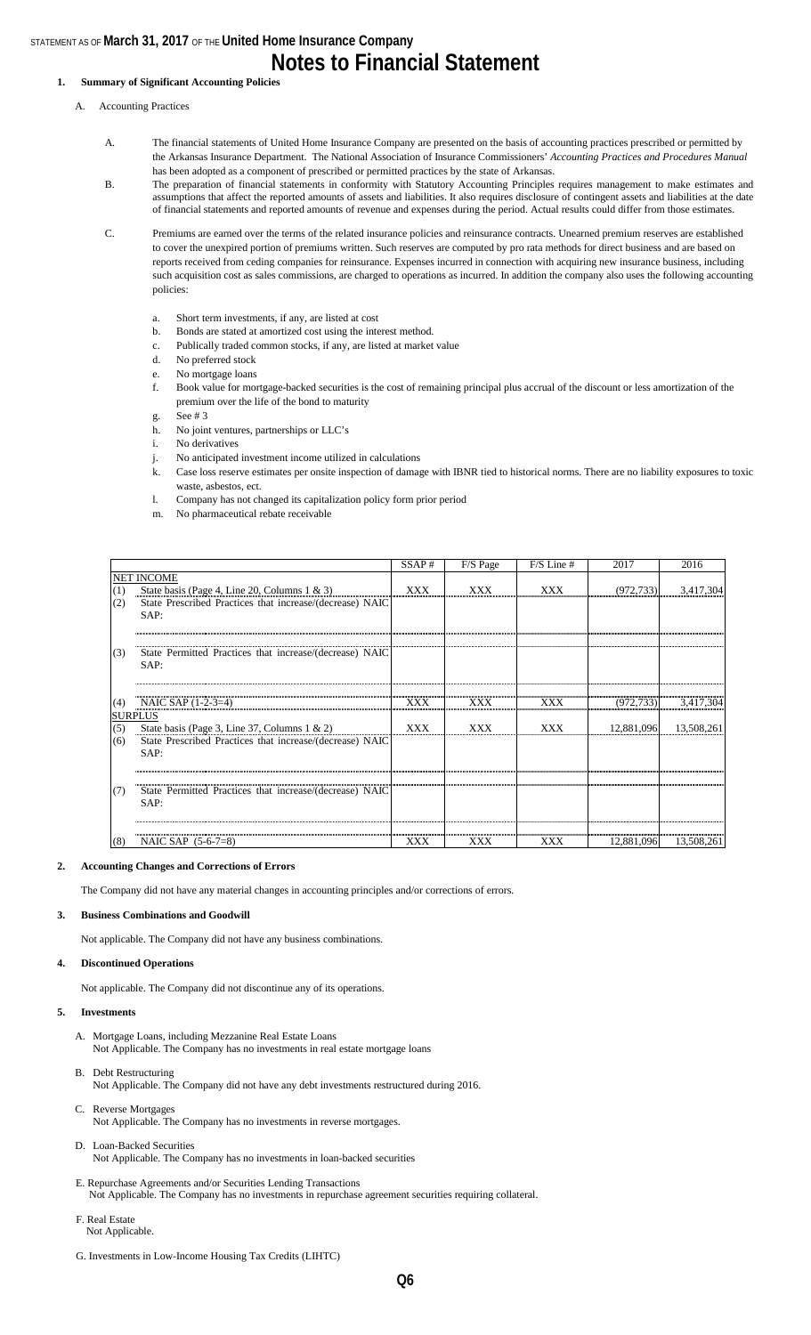STATEMENT AS OF **March 31, 2017** OF THE **United Home Insurance Company**

# Notes to Financial Statement

**1. Summary of Significant Accounting Policies**

A. Accounting Practices

A. The financial statements of United Home Insurance Company are presented on the basis of accounting practices prescribed or permitted by the Arkansas Insurance Department. The National Association of Insurance Commissioners' *Accounting Practices and Procedures Manual* has been adopted as a component of prescribed or permitted practices by the state of Arkansas.

B. The preparation of financial statements in conformity with Statutory Accounting Principles requires management to make estimates and assumptions that affect the reported amounts of assets and liabilities. It also requires disclosure of contingent assets and liabilities at the date of financial statements and reported amounts of revenue and expenses during the period. Actual results could differ from those estimates.

C. Premiums are earned over the terms of the related insurance policies and reinsurance contracts. Unearned premium reserves are established to cover the unexpired portion of premiums written. Such reserves are computed by pro rata methods for direct business and are based on reports received from ceding companies for reinsurance. Expenses incurred in connection with acquiring new insurance business, including such acquisition cost as sales commissions, are charged to operations as incurred. In addition the company also uses the following accounting policies:

a. Short term investments, if any, are listed at cost
b. Bonds are stated at amortized cost using the interest method.
c. Publically traded common stocks, if any, are listed at market value
d. No preferred stock
e. No mortgage loans
f. Book value for mortgage-backed securities is the cost of remaining principal plus accrual of the discount or less amortization of the premium over the life of the bond to maturity
g. See # 3
h. No joint ventures, partnerships or LLC's
i. No derivatives
j. No anticipated investment income utilized in calculations
k. Case loss reserve estimates per onsite inspection of damage with IBNR tied to historical norms. There are no liability exposures to toxic waste, asbestos, ect.
l. Company has not changed its capitalization policy form prior period
m. No pharmaceutical rebate receivable

| | | SSAP # | F/S Page | F/S Line # | 2017 | 2016 |
|---|---|---|---|---|---|---|
| | NET INCOME | | | | | |
| (1) | State basis (Page 4, Line 20, Columns 1 & 3) | XXX | XXX | XXX | (972,733) | 3,417,304 |
| (2) | State Prescribed Practices that increase/(decrease) NAIC SAP: | | | | | |
| | | | | | | |
| (3) | State Permitted Practices that increase/(decrease) NAIC SAP: | | | | | |
| | | | | | | |
| (4) | NAIC SAP (1-2-3=4) | XXX | XXX | XXX | (972,733) | 3,417,304 |
| | SURPLUS | | | | | |
| (5) | State basis (Page 3, Line 37, Columns 1 & 2) | XXX | XXX | XXX | 12,881,096 | 13,508,261 |
| (6) | State Prescribed Practices that increase/(decrease) NAIC SAP: | | | | | |
| | | | | | | |
| (7) | State Permitted Practices that increase/(decrease) NAIC SAP: | | | | | |
| | | | | | | |
| (8) | NAIC SAP (5-6-7=8) | XXX | XXX | XXX | 12,881,096 | 13,508,261 |

**2. Accounting Changes and Corrections of Errors**

The Company did not have any material changes in accounting principles and/or corrections of errors.

**3. Business Combinations and Goodwill**

Not applicable. The Company did not have any business combinations.

**4. Discontinued Operations**

Not applicable. The Company did not discontinue any of its operations.

**5. Investments**

A. Mortgage Loans, including Mezzanine Real Estate Loans
Not Applicable. The Company has no investments in real estate mortgage loans

B. Debt Restructuring
Not Applicable. The Company did not have any debt investments restructured during 2016.

C. Reverse Mortgages
Not Applicable. The Company has no investments in reverse mortgages.

D. Loan-Backed Securities
Not Applicable. The Company has no investments in loan-backed securities

E. Repurchase Agreements and/or Securities Lending Transactions
Not Applicable. The Company has no investments in repurchase agreement securities requiring collateral.

F. Real Estate
Not Applicable.

G. Investments in Low-Income Housing Tax Credits (LIHTC)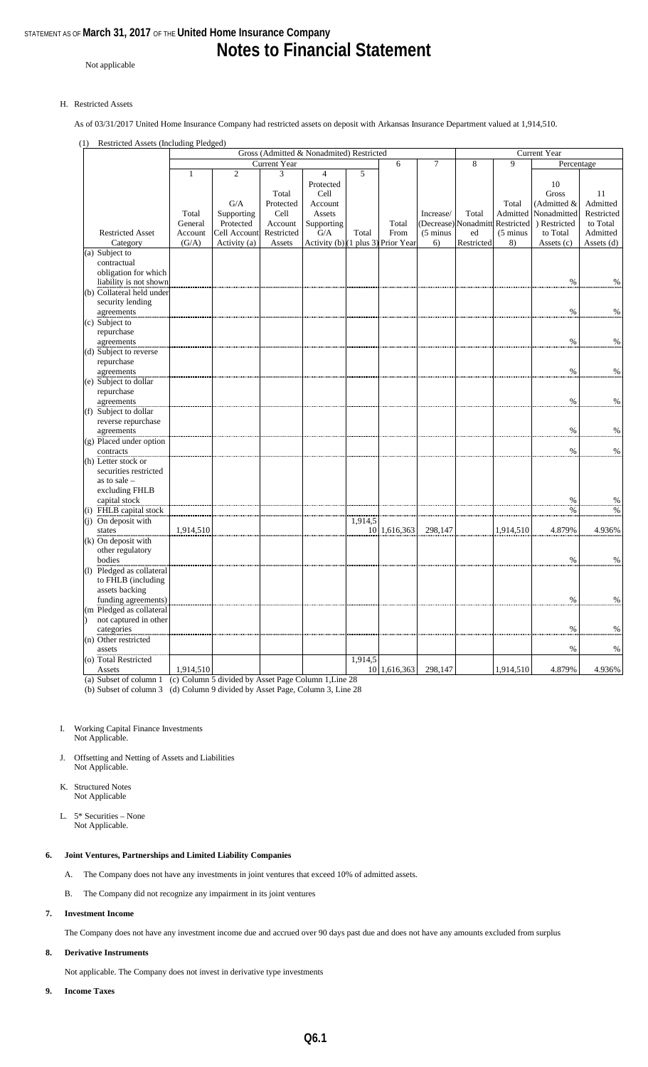Not applicable

H. Restricted Assets

As of 03/31/2017 United Home Insurance Company had restricted assets on deposit with Arkansas Insurance Department valued at 1,914,510.

(1) Restricted Assets (Including Pledged)

| | Gross (Admitted & Nonadmitted) Restricted | | | | | | | Current Year | | | |
|---|---|---|---|---|---|---|---|---|---|---|---|
| | Current Year | | | | | 6 | 7 | 8 | 9 | Percentage | |
| Restricted Asset Category | 1<br>Total General Account (G/A) | 2<br>G/A Supporting Protected Cell Account Activity (a) | 3<br>Total Protected Cell Account Restricted Assets | 4<br>Protected Cell Account Assets Supporting G/A Activity (b) | 5<br>Total (1 plus 3) | Total From Prior Year | Increase/ (Decrease) (5 minus 6) | Total Nonadmitted Restricted | Total Admitted Restricted (5 minus 8) | 10<br>Gross (Admitted & Nonadmitted) Restricted to Total Assets (c) | 11<br>Admitted Restricted to Total Admitted Assets (d) |
| (a) Subject to contractual obligation for which liability is not shown | | | | | | | | | | % | % |
| (b) Collateral held under security lending agreements | | | | | | | | | | % | % |
| (c) Subject to repurchase agreements | | | | | | | | | | % | % |
| (d) Subject to reverse repurchase agreements | | | | | | | | | | % | % |
| (e) Subject to dollar repurchase agreements | | | | | | | | | | % | % |
| (f) Subject to dollar reverse repurchase agreements | | | | | | | | | | % | % |
| (g) Placed under option contracts | | | | | | | | | | % | % |
| (h) Letter stock or securities restricted as to sale – excluding FHLB capital stock | | | | | | | | | | % | % |
| (i) FHLB capital stock | | | | | | | | | | % | % |
| (j) On deposit with states | 1,914,510 | | | | 1,914,510 | 1,616,363 | 298,147 | | 1,914,510 | 4.879% | 4.936% |
| (k) On deposit with other regulatory bodies | | | | | | | | | | % | % |
| (l) Pledged as collateral to FHLB (including assets backing funding agreements) | | | | | | | | | | % | % |
| (m) Pledged as collateral not captured in other categories | | | | | | | | | | % | % |
| (n) Other restricted assets | | | | | | | | | | % | % |
| (o) Total Restricted Assets | 1,914,510 | | | | 1,914,510 | 1,616,363 | 298,147 | | 1,914,510 | 4.879% | 4.936% |

(a) Subset of column 1 (c) Column 5 divided by Asset Page Column 1,Line 28

(b) Subset of column 3 (d) Column 9 divided by Asset Page, Column 3, Line 28

I. Working Capital Finance Investments
Not Applicable.

J. Offsetting and Netting of Assets and Liabilities
Not Applicable.

K. Structured Notes
Not Applicable

L. 5* Securities – None
Not Applicable.

**6. Joint Ventures, Partnerships and Limited Liability Companies**

A. The Company does not have any investments in joint ventures that exceed 10% of admitted assets.

B. The Company did not recognize any impairment in its joint ventures

**7. Investment Income**

The Company does not have any investment income due and accrued over 90 days past due and does not have any amounts excluded from surplus

**8. Derivative Instruments**

Not applicable. The Company does not invest in derivative type investments

**9. Income Taxes**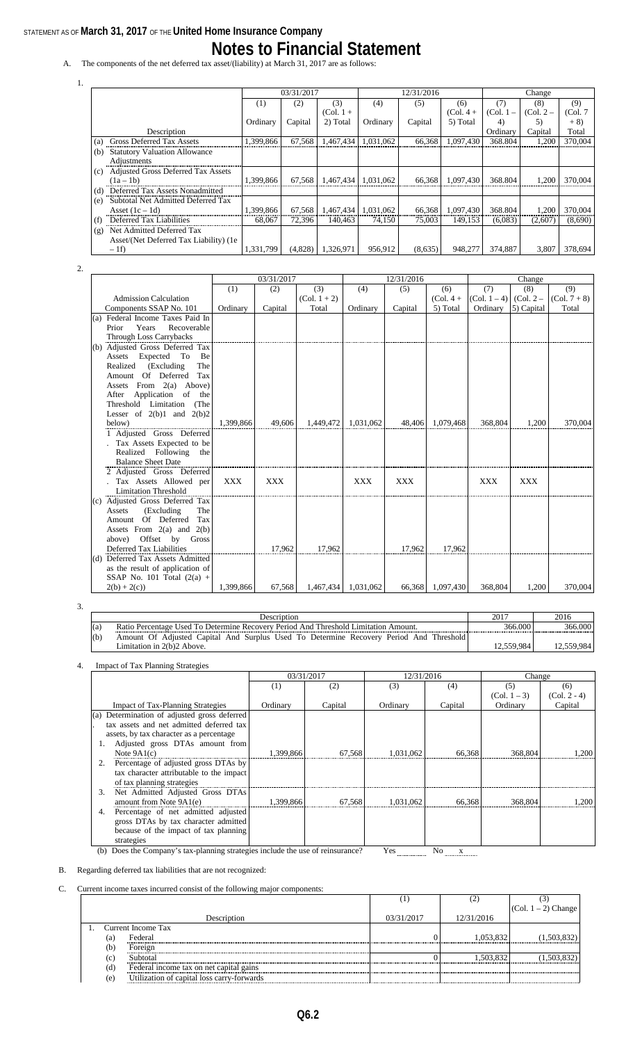STATEMENT AS OF **March 31, 2017** OF THE **United Home Insurance Company**

# Notes to Financial Statement

A. The components of the net deferred tax asset/(liability) at March 31, 2017 are as follows:

1.

| Description | 03/31/2017 | | | 12/31/2016 | | | Change | | |
|---|---|---|---|---|---|---|---|---|---|
| | (1) | (2) | (3) | (4) | (5) | (6) | (7) | (8) | (9) |
| | Ordinary | Capital | (Col. 1 + 2) Total | Ordinary | Capital | (Col. 4 + 5) Total | (Col. 1 – 4) Ordinary | (Col. 2 – 5) Capital | (Col. 7 + 8) Total |
| (a) Gross Deferred Tax Assets | 1,399,866 | 67,568 | 1,467,434 | 1,031,062 | 66,368 | 1,097,430 | 368,804 | 1,200 | 370,004 |
| (b) Statutory Valuation Allowance Adjustments | | | | | | | | | |
| (c) Adjusted Gross Deferred Tax Assets (1a – 1b) | 1,399,866 | 67,568 | 1,467,434 | 1,031,062 | 66,368 | 1,097,430 | 368,804 | 1,200 | 370,004 |
| (d) Deferred Tax Assets Nonadmitted | | | | | | | | | |
| (e) Subtotal Net Admitted Deferred Tax Asset (1c – 1d) | 1,399,866 | 67,568 | 1,467,434 | 1,031,062 | 66,368 | 1,097,430 | 368,804 | 1,200 | 370,004 |
| (f) Deferred Tax Liabilities | 68,067 | 72,396 | 140,463 | 74,150 | 75,003 | 149,153 | (6,083) | (2,607) | (8,690) |
| (g) Net Admitted Deferred Tax Asset/(Net Deferred Tax Liability) (1e – 1f) | 1,331,799 | (4,828) | 1,326,971 | 956,912 | (8,635) | 948,277 | 374,887 | 3,807 | 378,694 |

2.

| Admission Calculation Components SSAP No. 101 | 03/31/2017 | | | 12/31/2016 | | | Change | | |
|---|---|---|---|---|---|---|---|---|---|
| | (1) | (2) | (3) | (4) | (5) | (6) | (7) | (8) | (9) |
| | Ordinary | Capital | (Col. 1 + 2) Total | Ordinary | Capital | (Col. 4 + 5) Total | (Col. 1 – 4) Ordinary | (Col. 2 – 5) Capital | (Col. 7 + 8) Total |
| (a) Federal Income Taxes Paid In Prior Years Recoverable Through Loss Carrybacks | | | | | | | | | |
| (b) Adjusted Gross Deferred Tax Assets Expected To Be Realized (Excluding The Amount Of Deferred Tax Assets From 2(a) Above) After Application of the Threshold Limitation (The Lesser of 2(b)1 and 2(b)2 below) | 1,399,866 | 49,606 | 1,449,472 | 1,031,062 | 48,406 | 1,079,468 | 368,804 | 1,200 | 370,004 |
| 1. Adjusted Gross Deferred Tax Assets Expected to be Realized Following the Balance Sheet Date | | | | | | | | | |
| 2. Adjusted Gross Deferred Tax Assets Allowed per Limitation Threshold | XXX | XXX | | XXX | XXX | | XXX | XXX | |
| (c) Adjusted Gross Deferred Tax Assets (Excluding The Amount Of Deferred Tax Assets From 2(a) and 2(b) above) Offset by Gross Deferred Tax Liabilities | | 17,962 | 17,962 | | 17,962 | 17,962 | | | |
| (d) Deferred Tax Assets Admitted as the result of application of SSAP No. 101 Total 2(a) + 2(b) + 2(c)) | 1,399,866 | 67,568 | 1,467,434 | 1,031,062 | 66,368 | 1,097,430 | 368,804 | 1,200 | 370,004 |

3.

| | Description | 2017 | 2016 |
|---|---|---|---|
| (a) | Ratio Percentage Used To Determine Recovery Period And Threshold Limitation Amount. | 366.000 | 366.000 |
| (b) | Amount Of Adjusted Capital And Surplus Used To Determine Recovery Period And Threshold Limitation in 2(b)2 Above. | 12,559,984 | 12,559,984 |

4. Impact of Tax Planning Strategies

| Impact of Tax-Planning Strategies | 03/31/2017 | | 12/31/2016 | | Change | |
|---|---|---|---|---|---|---|
| | (1) | (2) | (3) | (4) | (5) | (6) |
| | Ordinary | Capital | Ordinary | Capital | (Col. 1 – 3) Ordinary | (Col. 2 - 4) Capital |
| (a) Determination of adjusted gross deferred tax assets and net admitted deferred tax assets, by tax character as a percentage | | | | | | |
| 1. Adjusted gross DTAs amount from Note 9A1(c) | 1,399,866 | 67,568 | 1,031,062 | 66,368 | 368,804 | 1,200 |
| 2. Percentage of adjusted gross DTAs by tax character attributable to the impact of tax planning strategies | | | | | | |
| 3. Net Admitted Adjusted Gross DTAs amount from Note 9A1(e) | 1,399,866 | 67,568 | 1,031,062 | 66,368 | 368,804 | 1,200 |
| 4. Percentage of net admitted adjusted gross DTAs by tax character admitted because of the impact of tax planning strategies | | | | | | |

(b) Does the Company's tax-planning strategies include the use of reinsurance? Yes ____ No _x_

B. Regarding deferred tax liabilities that are not recognized:

C. Current income taxes incurred consist of the following major components:

| Description | (1) 03/31/2017 | (2) 12/31/2016 | (3) (Col. 1 – 2) Change |
|---|---|---|---|
| 1. Current Income Tax | | | |
| (a) Federal | 0 | 1,053,832 | (1,503,832) |
| (b) Foreign | | | |
| (c) Subtotal | 0 | 1,503,832 | (1,503,832) |
| (d) Federal income tax on net capital gains | | | |
| (e) Utilization of capital loss carry-forwards | | | |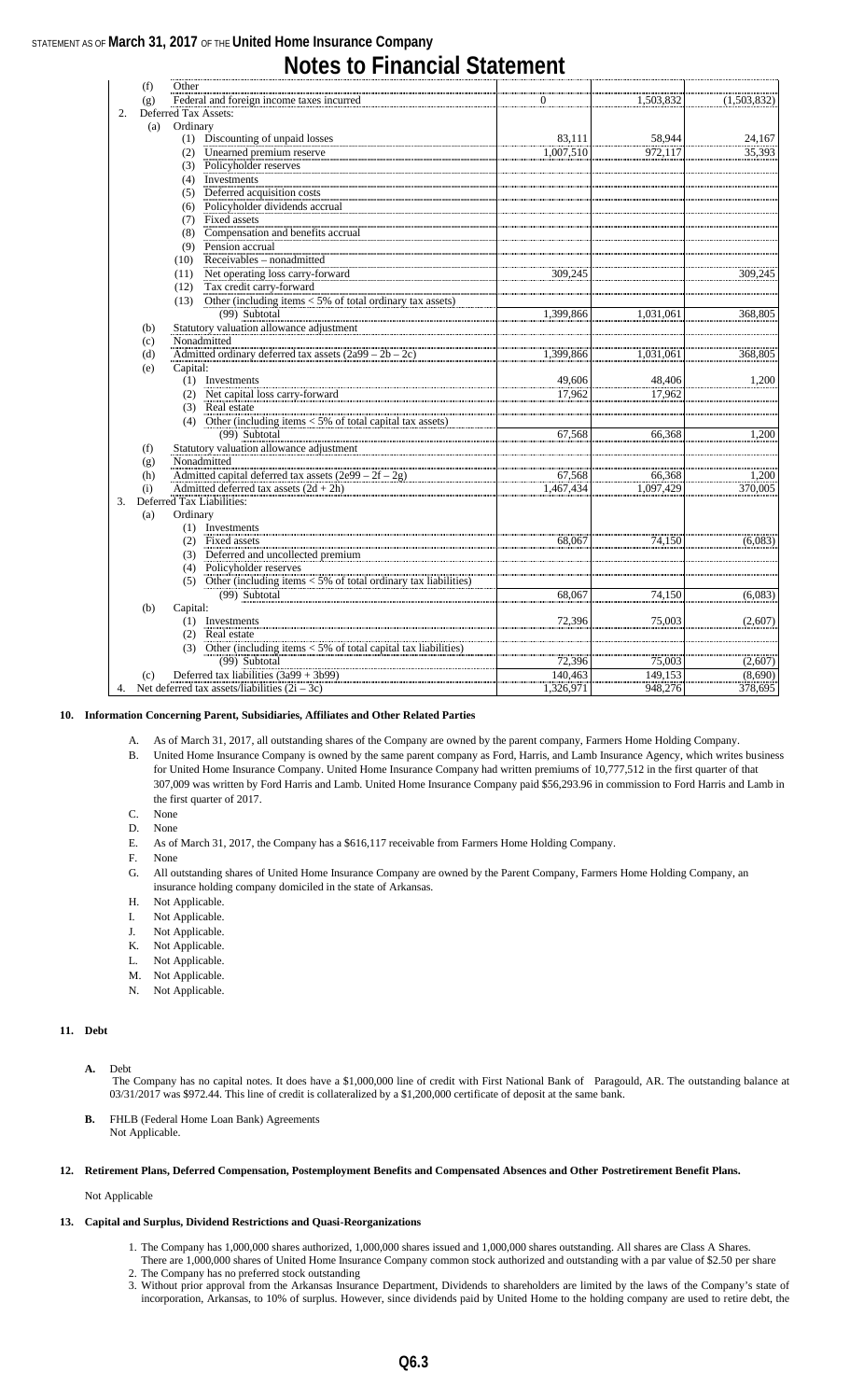# Notes to Financial Statement

| | | | | | |
|---|---|---|---|---|---|
| | (f) | Other | | | |
| | (g) | Federal and foreign income taxes incurred | 0 | 1,503,832 | (1,503,832) |
| 2. | | Deferred Tax Assets: | | | |
| | (a) | Ordinary | | | |
| | | (1) Discounting of unpaid losses | 83,111 | 58,944 | 24,167 |
| | | (2) Unearned premium reserve | 1,007,510 | 972,117 | 35,393 |
| | | (3) Policyholder reserves | | | |
| | | (4) Investments | | | |
| | | (5) Deferred acquisition costs | | | |
| | | (6) Policyholder dividends accrual | | | |
| | | (7) Fixed assets | | | |
| | | (8) Compensation and benefits accrual | | | |
| | | (9) Pension accrual | | | |
| | | (10) Receivables – nonadmitted | | | |
| | | (11) Net operating loss carry-forward | 309,245 | | 309,245 |
| | | (12) Tax credit carry-forward | | | |
| | | (13) Other (including items < 5% of total ordinary tax assets) | | | |
| | | (99) Subtotal | 1,399,866 | 1,031,061 | 368,805 |
| | (b) | Statutory valuation allowance adjustment | | | |
| | (c) | Nonadmitted | | | |
| | (d) | Admitted ordinary deferred tax assets (2a99 – 2b – 2c) | 1,399,866 | 1,031,061 | 368,805 |
| | (e) | Capital: | | | |
| | | (1) Investments | 49,606 | 48,406 | 1,200 |
| | | (2) Net capital loss carry-forward | 17,962 | 17,962 | |
| | | (3) Real estate | | | |
| | | (4) Other (including items < 5% of total capital tax assets) | | | |
| | | (99) Subtotal | 67,568 | 66,368 | 1,200 |
| | (f) | Statutory valuation allowance adjustment | | | |
| | (g) | Nonadmitted | | | |
| | (h) | Admitted capital deferred tax assets (2e99 – 2f – 2g) | 67,568 | 66,368 | 1,200 |
| | (i) | Admitted deferred tax assets (2d + 2h) | 1,467,434 | 1,097,429 | 370,005 |
| 3. | | Deferred Tax Liabilities: | | | |
| | (a) | Ordinary | | | |
| | | (1) Investments | | | |
| | | (2) Fixed assets | 68,067 | 74,150 | (6,083) |
| | | (3) Deferred and uncollected premium | | | |
| | | (4) Policyholder reserves | | | |
| | | (5) Other (including items < 5% of total ordinary tax liabilities) | | | |
| | | (99) Subtotal | 68,067 | 74,150 | (6,083) |
| | (b) | Capital: | | | |
| | | (1) Investments | 72,396 | 75,003 | (2,607) |
| | | (2) Real estate | | | |
| | | (3) Other (including items < 5% of total capital tax liabilities) | | | |
| | | (99) Subtotal | 72,396 | 75,003 | (2,607) |
| | (c) | Deferred tax liabilities (3a99 + 3b99) | 140,463 | 149,153 | (8,690) |
| 4. | | Net deferred tax assets/liabilities (2i – 3c) | 1,326,971 | 948,276 | 378,695 |

## 10. Information Concerning Parent, Subsidiaries, Affiliates and Other Related Parties

A. As of March 31, 2017, all outstanding shares of the Company are owned by the parent company, Farmers Home Holding Company.

B. United Home Insurance Company is owned by the same parent company as Ford, Harris, and Lamb Insurance Agency, which writes business for United Home Insurance Company. United Home Insurance Company had written premiums of 10,777,512 in the first quarter of that 307,009 was written by Ford Harris and Lamb. United Home Insurance Company paid $56,293.96 in commission to Ford Harris and Lamb in the first quarter of 2017.

C. None

D. None

E. As of March 31, 2017, the Company has a $616,117 receivable from Farmers Home Holding Company.

F. None

G. All outstanding shares of United Home Insurance Company are owned by the Parent Company, Farmers Home Holding Company, an insurance holding company domiciled in the state of Arkansas.

H. Not Applicable.

I. Not Applicable.

J. Not Applicable.

K. Not Applicable.

L. Not Applicable.

M. Not Applicable.

N. Not Applicable.

## 11. Debt

**A.** Debt

The Company has no capital notes. It does have a $1,000,000 line of credit with First National Bank of Paragould, AR. The outstanding balance at 03/31/2017 was $972.44. This line of credit is collateralized by a $1,200,000 certificate of deposit at the same bank.

**B.** FHLB (Federal Home Loan Bank) Agreements

Not Applicable.

## 12. Retirement Plans, Deferred Compensation, Postemployment Benefits and Compensated Absences and Other Postretirement Benefit Plans.

Not Applicable

## 13. Capital and Surplus, Dividend Restrictions and Quasi-Reorganizations

1. The Company has 1,000,000 shares authorized, 1,000,000 shares issued and 1,000,000 shares outstanding. All shares are Class A Shares. There are 1,000,000 shares of United Home Insurance Company common stock authorized and outstanding with a par value of $2.50 per share
2. The Company has no preferred stock outstanding
3. Without prior approval from the Arkansas Insurance Department, Dividends to shareholders are limited by the laws of the Company's state of incorporation, Arkansas, to 10% of surplus. However, since dividends paid by United Home to the holding company are used to retire debt, the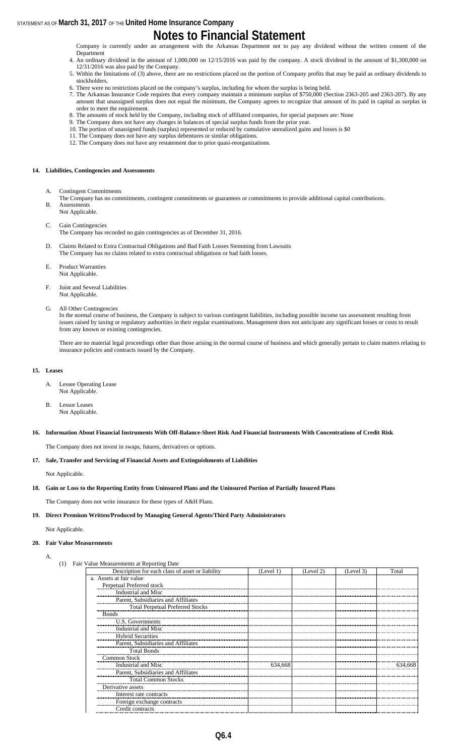# Notes to Financial Statement

Company is currently under an arrangement with the Arkansas Department not to pay any dividend without the written consent of the Department

4. An ordinary dividend in the amount of 1,000,000 on 12/15/2016 was paid by the company. A stock dividend in the amount of $1,300,000 on 12/31/2016 was also paid by the Company.
5. Within the limitations of (3) above, there are no restrictions placed on the portion of Company profits that may be paid as ordinary dividends to stockholders.
6. There were no restrictions placed on the company's surplus, including for whom the surplus is being held.
7. The Arkansas Insurance Code requires that every company maintain a minimum surplus of $750,000 (Section 2363-205 and 2363-207). By any amount that unassigned surplus does not equal the minimum, the Company agrees to recognize that amount of its paid in capital as surplus in order to meet the requirement.
8. The amounts of stock held by the Company, including stock of affiliated companies, for special purposes are: None
9. The Company does not have any changes in balances of special surplus funds from the prior year.
10. The portion of unassigned funds (surplus) represented or reduced by cumulative unrealized gains and losses is $0
11. The Company does not have any surplus debentures or similar obligations.
12. The Company does not have any restatement due to prior quasi-reorganizations.

## 14. Liabilities, Contingencies and Assessments

A. Contingent Commitments
The Company has no commitments, contingent commitments or guarantees or commitments to provide additional capital contributions.

B. Assessments
Not Applicable.

C. Gain Contingencies
The Company has recorded no gain contingencies as of December 31, 2016.

D. Claims Related to Extra Contractual Obligations and Bad Faith Losses Stemming from Lawsuits
The Company has no claims related to extra contractual obligations or bad faith losses.

E. Product Warranties
Not Applicable.

F. Joint and Several Liabilities
Not Applicable.

G. All Other Contingencies
In the normal course of business, the Company is subject to various contingent liabilities, including possible income tax assessment resulting from issues raised by taxing or regulatory authorities in their regular examinations. Management does not anticipate any significant losses or costs to result from any known or existing contingencies.

There are no material legal proceedings other than those arising in the normal course of business and which generally pertain to claim matters relating to insurance policies and contracts issued by the Company.

## 15. Leases

A. Lessee Operating Lease
Not Applicable.

B. Lessor Leases
Not Applicable.

## 16. Information About Financial Instruments With Off-Balance-Sheet Risk And Financial Instruments With Concentrations of Credit Risk

The Company does not invest in swaps, futures, derivatives or options.

## 17. Sale, Transfer and Servicing of Financial Assets and Extinguishments of Liabilities

Not Applicable.

## 18. Gain or Loss to the Reporting Entity from Uninsured Plans and the Uninsured Portion of Partially Insured Plans

The Company does not write insurance for these types of A&H Plans.

## 19. Direct Premium Written/Produced by Managing General Agents/Third Party Administrators

Not Applicable.

## 20. Fair Value Measurements

A.

(1) Fair Value Measurements at Reporting Date

| Description for each class of asset or liability | (Level 1) | (Level 2) | (Level 3) | Total |
|---|---|---|---|---|
| a. Assets at fair value | | | | |
| Perpetual Preferred stock | | | | |
| Industrial and Misc | | | | |
| Parent, Subsidiaries and Affiliates | | | | |
| Total Perpetual Preferred Stocks | | | | |
| Bonds | | | | |
| U.S. Governments | | | | |
| Industrial and Misc | | | | |
| Hybrid Securities | | | | |
| Parent, Subsidiaries and Affiliates | | | | |
| Total Bonds | | | | |
| Common Stock | | | | |
| Industrial and Misc | 634,668 | | | 634,668 |
| Parent, Subsidiaries and Affiliates | | | | |
| Total Common Stocks | | | | |
| Derivative assets | | | | |
| Interest rate contracts | | | | |
| Foreign exchange contracts | | | | |
| Credit contracts | | | | |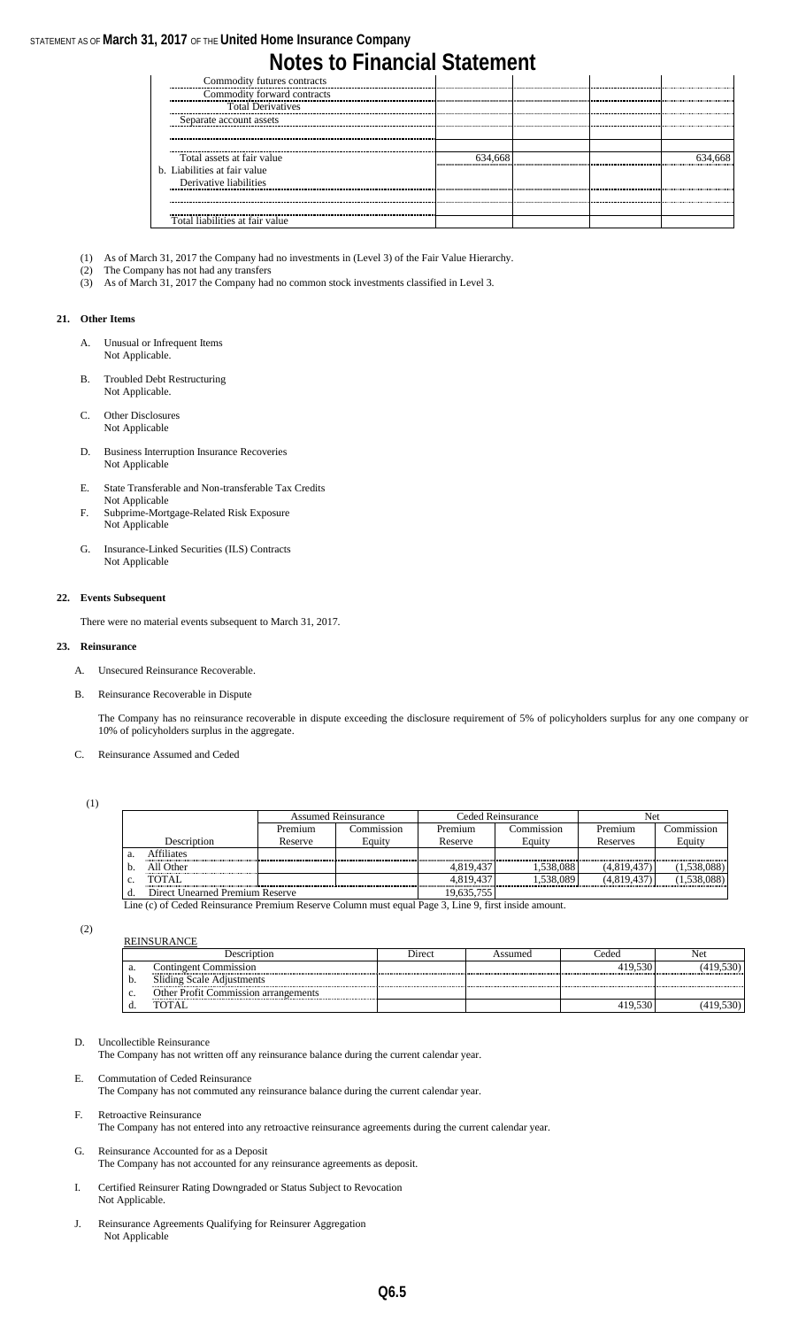| | | | | |
|---|---|---|---|---|
| Commodity futures contracts | | | | |
| Commodity forward contracts | | | | |
| Total Derivatives | | | | |
| Separate account assets | | | | |
| | | | | |
| Total assets at fair value | 634,668 | | | 634,668 |
| b. Liabilities at fair value | | | | |
| Derivative liabilities | | | | |
| | | | | |
| Total liabilities at fair value | | | | |

(1) As of March 31, 2017 the Company had no investments in (Level 3) of the Fair Value Hierarchy.
(2) The Company has not had any transfers
(3) As of March 31, 2017 the Company had no common stock investments classified in Level 3.

**21. Other Items**

A. Unusual or Infrequent Items
Not Applicable.

B. Troubled Debt Restructuring
Not Applicable.

C. Other Disclosures
Not Applicable

D. Business Interruption Insurance Recoveries
Not Applicable

E. State Transferable and Non-transferable Tax Credits
Not Applicable

F. Subprime-Mortgage-Related Risk Exposure
Not Applicable

G. Insurance-Linked Securities (ILS) Contracts
Not Applicable

**22. Events Subsequent**

There were no material events subsequent to March 31, 2017.

**23. Reinsurance**

A. Unsecured Reinsurance Recoverable.

B. Reinsurance Recoverable in Dispute

The Company has no reinsurance recoverable in dispute exceeding the disclosure requirement of 5% of policyholders surplus for any one company or 10% of policyholders surplus in the aggregate.

C. Reinsurance Assumed and Ceded

(1)

| | Assumed Reinsurance | | Ceded Reinsurance | | Net | |
|---|---|---|---|---|---|---|
| Description | Premium Reserve | Commission Equity | Premium Reserve | Commission Equity | Premium Reserves | Commission Equity |
| a. Affiliates | | | | | | |
| b. All Other | | | 4,819,437 | 1,538,088 | (4,819,437) | (1,538,088) |
| c. TOTAL | | | 4,819,437 | 1,538,089 | (4,819,437) | (1,538,088) |
| d. Direct Unearned Premium Reserve | | | 19,635,755 | | | |

Line (c) of Ceded Reinsurance Premium Reserve Column must equal Page 3, Line 9, first inside amount.

(2)

REINSURANCE

| Description | Direct | Assumed | Ceded | Net |
|---|---|---|---|---|
| a. Contingent Commission | | | 419,530 | (419,530) |
| b. Sliding Scale Adjustments | | | | |
| c. Other Profit Commission arrangements | | | | |
| d. TOTAL | | | 419,530 | (419,530) |

D. Uncollectible Reinsurance
The Company has not written off any reinsurance balance during the current calendar year.

E. Commutation of Ceded Reinsurance
The Company has not commuted any reinsurance balance during the current calendar year.

F. Retroactive Reinsurance
The Company has not entered into any retroactive reinsurance agreements during the current calendar year.

G. Reinsurance Accounted for as a Deposit
The Company has not accounted for any reinsurance agreements as deposit.

I. Certified Reinsurer Rating Downgraded or Status Subject to Revocation
Not Applicable.

J. Reinsurance Agreements Qualifying for Reinsurer Aggregation
Not Applicable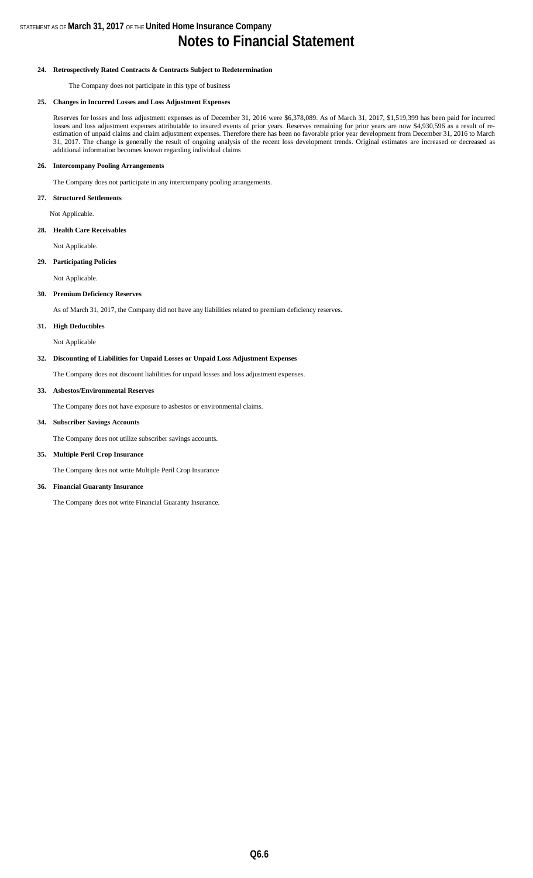# Notes to Financial Statement

**24. Retrospectively Rated Contracts & Contracts Subject to Redetermination**

The Company does not participate in this type of business

**25. Changes in Incurred Losses and Loss Adjustment Expenses**

Reserves for losses and loss adjustment expenses as of December 31, 2016 were $6,378,089. As of March 31, 2017, $1,519,399 has been paid for incurred losses and loss adjustment expenses attributable to insured events of prior years. Reserves remaining for prior years are now $4,930,596 as a result of re-estimation of unpaid claims and claim adjustment expenses. Therefore there has been no favorable prior year development from December 31, 2016 to March 31, 2017. The change is generally the result of ongoing analysis of the recent loss development trends. Original estimates are increased or decreased as additional information becomes known regarding individual claims

**26. Intercompany Pooling Arrangements**

The Company does not participate in any intercompany pooling arrangements.

**27. Structured Settlements**

Not Applicable.

**28. Health Care Receivables**

Not Applicable.

**29. Participating Policies**

Not Applicable.

**30. Premium Deficiency Reserves**

As of March 31, 2017, the Company did not have any liabilities related to premium deficiency reserves.

**31. High Deductibles**

Not Applicable

**32. Discounting of Liabilities for Unpaid Losses or Unpaid Loss Adjustment Expenses**

The Company does not discount liabilities for unpaid losses and loss adjustment expenses.

**33. Asbestos/Environmental Reserves**

The Company does not have exposure to asbestos or environmental claims.

**34. Subscriber Savings Accounts**

The Company does not utilize subscriber savings accounts.

**35. Multiple Peril Crop Insurance**

The Company does not write Multiple Peril Crop Insurance

**36. Financial Guaranty Insurance**

The Company does not write Financial Guaranty Insurance.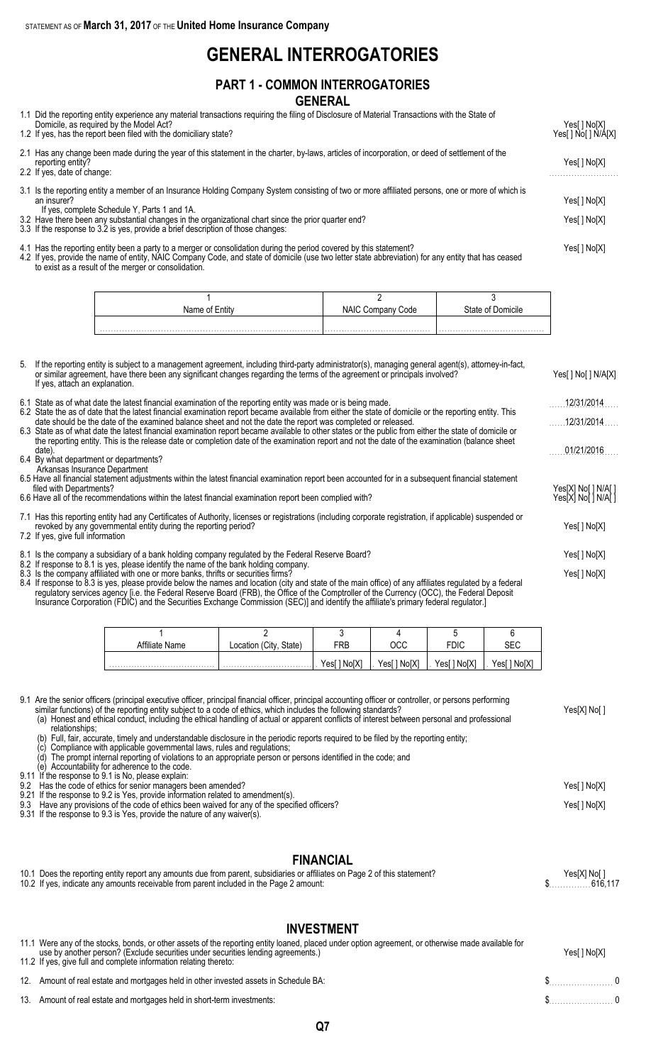# GENERAL INTERROGATORIES

## PART 1 - COMMON INTERROGATORIES

### GENERAL

1.1 Did the reporting entity experience any material transactions requiring the filing of Disclosure of Material Transactions with the State of Domicile, as required by the Model Act? Yes[ ] No[X]

1.2 If yes, has the report been filed with the domiciliary state? Yes[ ] No[ ] N/A[X]

2.1 Has any change been made during the year of this statement in the charter, by-laws, articles of incorporation, or deed of settlement of the reporting entity? Yes[ ] No[X]

2.2 If yes, date of change:

3.1 Is the reporting entity a member of an Insurance Holding Company System consisting of two or more affiliated persons, one or more of which is an insurer? Yes[ ] No[X]

If yes, complete Schedule Y, Parts 1 and 1A.

3.2 Have there been any substantial changes in the organizational chart since the prior quarter end? Yes[ ] No[X]

3.3 If the response to 3.2 is yes, provide a brief description of those changes:

4.1 Has the reporting entity been a party to a merger or consolidation during the period covered by this statement? Yes[ ] No[X]

4.2 If yes, provide the name of entity, NAIC Company Code, and state of domicile (use two letter state abbreviation) for any entity that has ceased to exist as a result of the merger or consolidation.

| 1<br>Name of Entity | 2<br>NAIC Company Code | 3<br>State of Domicile |
|---|---|---|
| | | |

5. If the reporting entity is subject to a management agreement, including third-party administrator(s), managing general agent(s), attorney-in-fact, or similar agreement, have there been any significant changes regarding the terms of the agreement or principals involved? Yes[ ] No[ ] N/A[X]

If yes, attach an explanation.

6.1 State as of what date the latest financial examination of the reporting entity was made or is being made. 12/31/2014

6.2 State the as of date that the latest financial examination report became available from either the state of domicile or the reporting entity. This date should be the date of the examined balance sheet and not the date the report was completed or released. 12/31/2014

6.3 State as of what date the latest financial examination report became available to other states or the public from either the state of domicile or the reporting entity. This is the release date or completion date of the examination report and not the date of the examination (balance sheet date). 01/21/2016

6.4 By what department or departments?

Arkansas Insurance Department

6.5 Have all financial statement adjustments within the latest financial examination report been accounted for in a subsequent financial statement filed with Departments? Yes[X] No[ ] N/A[ ]

6.6 Have all of the recommendations within the latest financial examination report been complied with? Yes[X] No[ ] N/A[ ]

7.1 Has this reporting entity had any Certificates of Authority, licenses or registrations (including corporate registration, if applicable) suspended or revoked by any governmental entity during the reporting period? Yes[ ] No[X]

7.2 If yes, give full information

8.1 Is the company a subsidiary of a bank holding company regulated by the Federal Reserve Board? Yes[ ] No[X]

8.2 If response to 8.1 is yes, please identify the name of the bank holding company.

8.3 Is the company affiliated with one or more banks, thrifts or securities firms? Yes[ ] No[X]

8.4 If response to 8.3 is yes, please provide below the names and location (city and state of the main office) of any affiliates regulated by a federal regulatory services agency [i.e. the Federal Reserve Board (FRB), the Office of the Comptroller of the Currency (OCC), the Federal Deposit Insurance Corporation (FDIC) and the Securities Exchange Commission (SEC)] and identify the affiliate's primary federal regulator.]

| 1<br>Affiliate Name | 2<br>Location (City, State) | 3<br>FRB | 4<br>OCC | 5<br>FDIC | 6<br>SEC |
|---|---|---|---|---|---|
| | | Yes[ ] No[X] | Yes[ ] No[X] | Yes[ ] No[X] | Yes[ ] No[X] |

9.1 Are the senior officers (principal executive officer, principal financial officer, principal accounting officer or controller, or persons performing similar functions) of the reporting entity subject to a code of ethics, which includes the following standards? Yes[X] No[ ]

(a) Honest and ethical conduct, including the ethical handling of actual or apparent conflicts of interest between personal and professional relationships;

(b) Full, fair, accurate, timely and understandable disclosure in the periodic reports required to be filed by the reporting entity;

(c) Compliance with applicable governmental laws, rules and regulations;

(d) The prompt internal reporting of violations to an appropriate person or persons identified in the code; and

(e) Accountability for adherence to the code.

9.11 If the response to 9.1 is No, please explain:

9.2 Has the code of ethics for senior managers been amended? Yes[ ] No[X]

9.21 If the response to 9.2 is Yes, provide information related to amendment(s).

9.3 Have any provisions of the code of ethics been waived for any of the specified officers? Yes[ ] No[X]

9.31 If the response to 9.3 is Yes, provide the nature of any waiver(s).

### FINANCIAL

10.1 Does the reporting entity report any amounts due from parent, subsidiaries or affiliates on Page 2 of this statement? Yes[X] No[ ]

10.2 If yes, indicate any amounts receivable from parent included in the Page 2 amount: $ 616,117

### INVESTMENT

11.1 Were any of the stocks, bonds, or other assets of the reporting entity loaned, placed under option agreement, or otherwise made available for use by another person? (Exclude securities under securities lending agreements.) Yes[ ] No[X]

11.2 If yes, give full and complete information relating thereto:

12. Amount of real estate and mortgages held in other invested assets in Schedule BA: $ 0

13. Amount of real estate and mortgages held in short-term investments: $ 0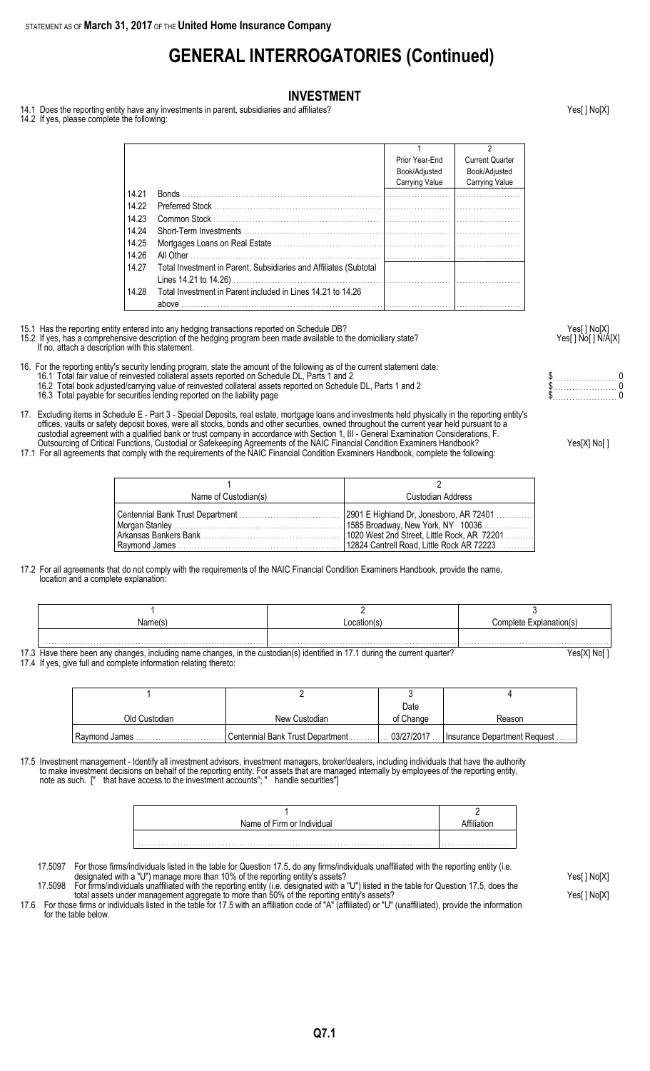# GENERAL INTERROGATORIES (Continued)

## INVESTMENT

14.1 Does the reporting entity have any investments in parent, subsidiaries and affiliates? Yes[ ] No[X]

14.2 If yes, please complete the following:

| | | 1<br>Prior Year-End<br>Book/Adjusted<br>Carrying Value | 2<br>Current Quarter<br>Book/Adjusted<br>Carrying Value |
|---|---|---|---|
| 14.21 | Bonds | | |
| 14.22 | Preferred Stock | | |
| 14.23 | Common Stock | | |
| 14.24 | Short-Term Investments | | |
| 14.25 | Mortgages Loans on Real Estate | | |
| 14.26 | All Other | | |
| 14.27 | Total Investment in Parent, Subsidiaries and Affiliates (Subtotal Lines 14.21 to 14.26) | | |
| 14.28 | Total Investment in Parent included in Lines 14.21 to 14.26 above | | |

15.1 Has the reporting entity entered into any hedging transactions reported on Schedule DB? Yes[ ] No[X]

15.2 If yes, has a comprehensive description of the hedging program been made available to the domiciliary state? Yes[ ] No[ ] N/A[X]
If no, attach a description with this statement.

16. For the reporting entity's security lending program, state the amount of the following as of the current statement date:

16.1 Total fair value of reinvested collateral assets reported on Schedule DL, Parts 1 and 2 $ 0

16.2 Total book adjusted/carrying value of reinvested collateral assets reported on Schedule DL, Parts 1 and 2 $ 0

16.3 Total payable for securities lending reported on the liability page $ 0

17. Excluding items in Schedule E - Part 3 - Special Deposits, real estate, mortgage loans and investments held physically in the reporting entity's offices, vaults or safety deposit boxes, were all stocks, bonds and other securities, owned throughout the current year held pursuant to a custodial agreement with a qualified bank or trust company in accordance with Section 1, III - General Examination Considerations, F. Outsourcing of Critical Functions, Custodial or Safekeeping Agreements of the NAIC Financial Condition Examiners Handbook? Yes[X] No[ ]

17.1 For all agreements that comply with the requirements of the NAIC Financial Condition Examiners Handbook, complete the following:

| 1<br>Name of Custodian(s) | 2<br>Custodian Address |
|---|---|
| Centennial Bank Trust Department | 2901 E Highland Dr, Jonesboro, AR 72401 |
| Morgan Stanley | 1585 Broadway, New York, NY 10036 |
| Arkansas Bankers Bank | 1020 West 2nd Street, Little Rock, AR 72201 |
| Raymond James | 12824 Cantrell Road, Little Rock AR 72223 |

17.2 For all agreements that do not comply with the requirements of the NAIC Financial Condition Examiners Handbook, provide the name, location and a complete explanation:

| 1<br>Name(s) | 2<br>Location(s) | 3<br>Complete Explanation(s) |
|---|---|---|
| | | |

17.3 Have there been any changes, including name changes, in the custodian(s) identified in 17.1 during the current quarter? Yes[X] No[ ]

17.4 If yes, give full and complete information relating thereto:

| 1<br>Old Custodian | 2<br>New Custodian | 3<br>Date<br>of Change | 4<br>Reason |
|---|---|---|---|
| Raymond James | Centennial Bank Trust Department | 03/27/2017 | Insurance Department Request |

17.5 Investment management - Identify all investment advisors, investment managers, broker/dealers, including individuals that have the authority to make investment decisions on behalf of the reporting entity. For assets that are managed internally by employees of the reporting entity, note as such. [" that have access to the investment accounts"; " handle securities"]

| 1<br>Name of Firm or Individual | 2<br>Affiliation |
|---|---|
| | |

17.5097 For those firms/individuals listed in the table for Question 17.5, do any firms/individuals unaffiliated with the reporting entity (i.e. designated with a "U") manage more than 10% of the reporting entity's assets? Yes[ ] No[X]

17.5098 For firms/individuals unaffiliated with the reporting entity (i.e. designated with a "U") listed in the table for Question 17.5, does the total assets under management aggregate to more than 50% of the reporting entity's assets? Yes[ ] No[X]

17.6 For those firms or individuals listed in the table for 17.5 with an affiliation code of "A" (affiliated) or "U" (unaffiliated), provide the information for the table below.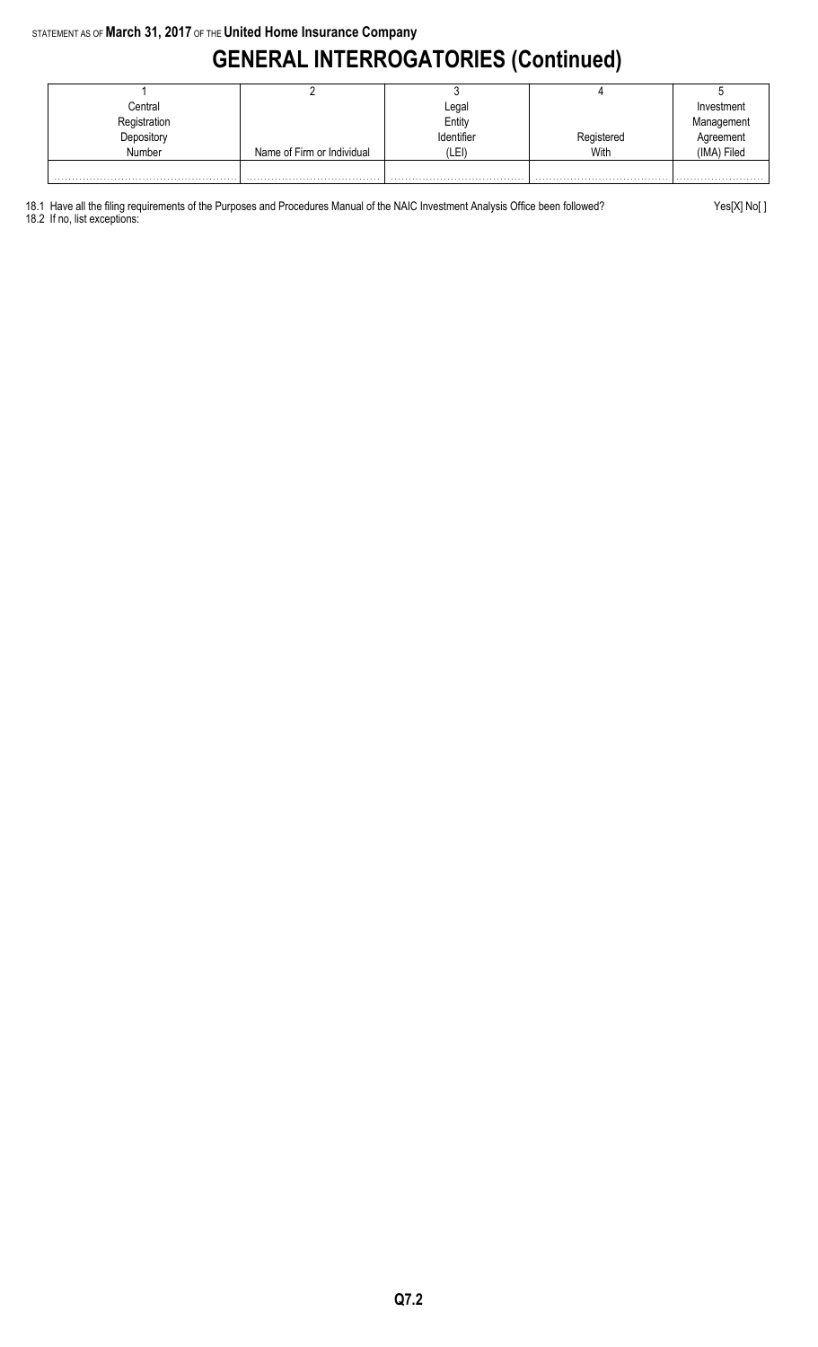STATEMENT AS OF **March 31, 2017** OF THE **United Home Insurance Company**

# GENERAL INTERROGATORIES (Continued)

| 1<br>Central<br>Registration<br>Depository<br>Number | 2<br><br><br><br>Name of Firm or Individual | 3<br>Legal<br>Entity<br>Identifier<br>(LEI) | 4<br><br><br>Registered<br>With | 5<br>Investment<br>Management<br>Agreement<br>(IMA) Filed |
|---|---|---|---|---|
| ........................................ | ........................................ | ........................................ | ........................................ | ........................ |

18.1 Have all the filing requirements of the Purposes and Procedures Manual of the NAIC Investment Analysis Office been followed? Yes[X] No[ ]

18.2 If no, list exceptions: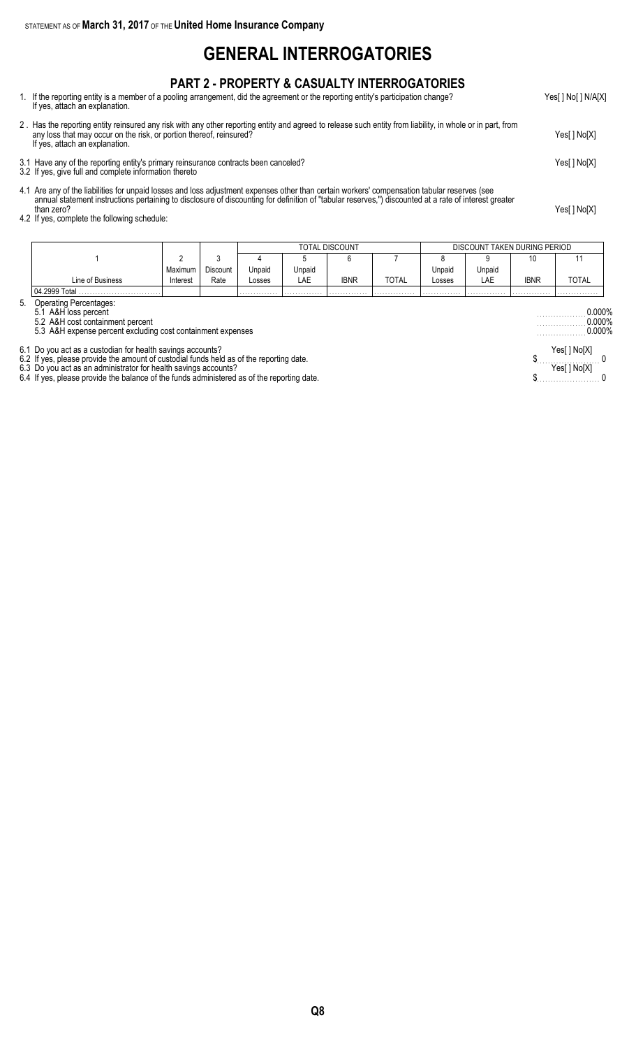STATEMENT AS OF **March 31, 2017** OF THE **United Home Insurance Company**

# GENERAL INTERROGATORIES

## PART 2 - PROPERTY & CASUALTY INTERROGATORIES

1. If the reporting entity is a member of a pooling arrangement, did the agreement or the reporting entity's participation change? Yes[ ] No[ ] N/A[X]
   If yes, attach an explanation.

2 . Has the reporting entity reinsured any risk with any other reporting entity and agreed to release such entity from liability, in whole or in part, from any loss that may occur on the risk, or portion thereof, reinsured? Yes[ ] No[X]
   If yes, attach an explanation.

3.1 Have any of the reporting entity's primary reinsurance contracts been canceled? Yes[ ] No[X]
3.2 If yes, give full and complete information thereto

4.1 Are any of the liabilities for unpaid losses and loss adjustment expenses other than certain workers' compensation tabular reserves (see annual statement instructions pertaining to disclosure of discounting for definition of "tabular reserves,") discounted at a rate of interest greater than zero? Yes[ ] No[X]
4.2 If yes, complete the following schedule:

| | | | TOTAL DISCOUNT | | | | DISCOUNT TAKEN DURING PERIOD | | | |
|---|---|---|---|---|---|---|---|---|---|---|
| 1 | 2 | 3 | 4 | 5 | 6 | 7 | 8 | 9 | 10 | 11 |
| Line of Business | Maximum Interest | Discount Rate | Unpaid Losses | Unpaid LAE | IBNR | TOTAL | Unpaid Losses | Unpaid LAE | IBNR | TOTAL |
| 04.2999 Total | | | | | | | | | | |

5. Operating Percentages:
   5.1 A&H loss percent 0.000%
   5.2 A&H cost containment percent 0.000%
   5.3 A&H expense percent excluding cost containment expenses 0.000%

6.1 Do you act as a custodian for health savings accounts? Yes[ ] No[X]
6.2 If yes, please provide the amount of custodial funds held as of the reporting date. $ 0
6.3 Do you act as an administrator for health savings accounts? Yes[ ] No[X]
6.4 If yes, please provide the balance of the funds administered as of the reporting date. $ 0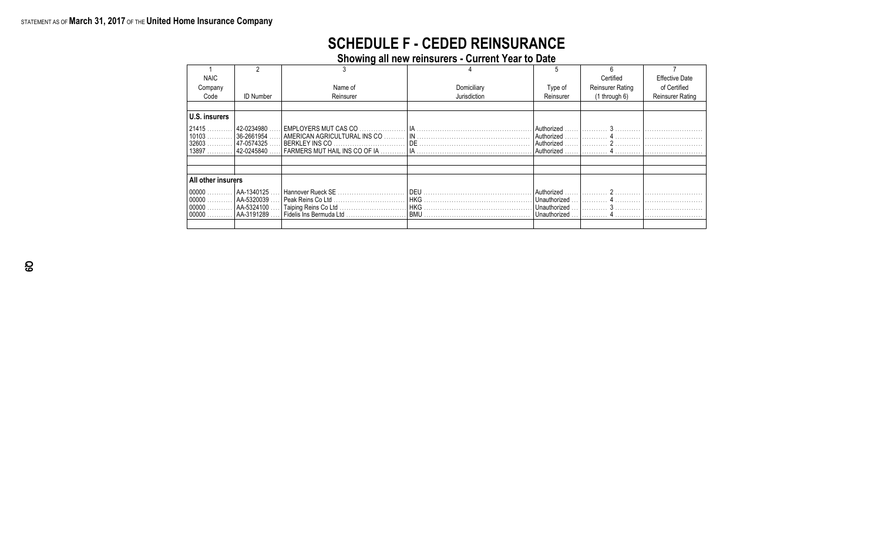STATEMENT AS OF **March 31, 2017** OF THE **United Home Insurance Company**

# SCHEDULE F - CEDED REINSURANCE

## Showing all new reinsurers - Current Year to Date

| 1 | 2 | 3 | 4 | 5 | 6 | 7 |
|---|---|---|---|---|---|---|
| NAIC Company Code | ID Number | Name of Reinsurer | Domiciliary Jurisdiction | Type of Reinsurer | Certified Reinsurer Rating (1 through 6) | Effective Date of Certified Reinsurer Rating |
| **U.S. insurers** | | | | | | |
| 21415 | 42-0234980 | EMPLOYERS MUT CAS CO | IA | Authorized | 3 | |
| 10103 | 36-2661954 | AMERICAN AGRICULTURAL INS CO | IN | Authorized | 4 | |
| 32603 | 47-0574325 | BERKLEY INS CO | DE | Authorized | 2 | |
| 13897 | 42-0245840 | FARMERS MUT HAIL INS CO OF IA | IA | Authorized | 4 | |
| **All other insurers** | | | | | | |
| 00000 | AA-1340125 | Hannover Rueck SE | DEU | Authorized | 2 | |
| 00000 | AA-5320039 | Peak Reins Co Ltd | HKG | Unauthorized | 4 | |
| 00000 | AA-5324100 | Taiping Reins Co Ltd | HKG | Unauthorized | 3 | |
| 00000 | AA-3191289 | Fidelis Ins Bermuda Ltd | BMU | Unauthorized | 4 | |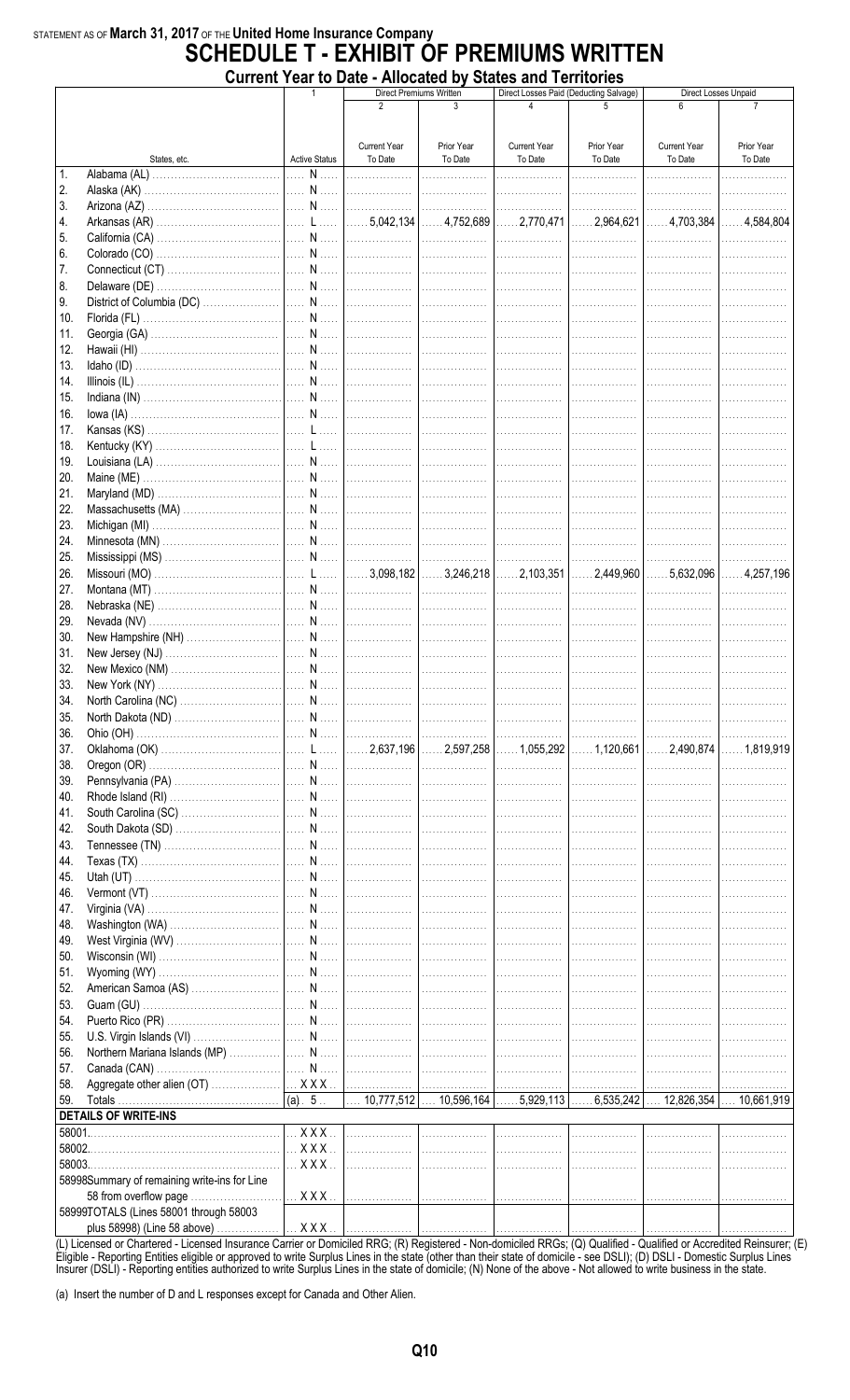STATEMENT AS OF **March 31, 2017** OF THE **United Home Insurance Company**

# SCHEDULE T - EXHIBIT OF PREMIUMS WRITTEN

## Current Year to Date - Allocated by States and Territories

| | States, etc. | 1 Active Status | Direct Premiums Written 2 Current Year To Date | 3 Prior Year To Date | Direct Losses Paid (Deducting Salvage) 4 Current Year To Date | 5 Prior Year To Date | Direct Losses Unpaid 6 Current Year To Date | 7 Prior Year To Date |
|---|---|---|---|---|---|---|---|---|
| 1. | Alabama (AL) | N | | | | | | |
| 2. | Alaska (AK) | N | | | | | | |
| 3. | Arizona (AZ) | N | | | | | | |
| 4. | Arkansas (AR) | L | 5,042,134 | 4,752,689 | 2,770,471 | 2,964,621 | 4,703,384 | 4,584,804 |
| 5. | California (CA) | N | | | | | | |
| 6. | Colorado (CO) | N | | | | | | |
| 7. | Connecticut (CT) | N | | | | | | |
| 8. | Delaware (DE) | N | | | | | | |
| 9. | District of Columbia (DC) | N | | | | | | |
| 10. | Florida (FL) | N | | | | | | |
| 11. | Georgia (GA) | N | | | | | | |
| 12. | Hawaii (HI) | N | | | | | | |
| 13. | Idaho (ID) | N | | | | | | |
| 14. | Illinois (IL) | N | | | | | | |
| 15. | Indiana (IN) | N | | | | | | |
| 16. | Iowa (IA) | N | | | | | | |
| 17. | Kansas (KS) | L | | | | | | |
| 18. | Kentucky (KY) | L | | | | | | |
| 19. | Louisiana (LA) | N | | | | | | |
| 20. | Maine (ME) | N | | | | | | |
| 21. | Maryland (MD) | N | | | | | | |
| 22. | Massachusetts (MA) | N | | | | | | |
| 23. | Michigan (MI) | N | | | | | | |
| 24. | Minnesota (MN) | N | | | | | | |
| 25. | Mississippi (MS) | N | | | | | | |
| 26. | Missouri (MO) | L | 3,098,182 | 3,246,218 | 2,103,351 | 2,449,960 | 5,632,096 | 4,257,196 |
| 27. | Montana (MT) | N | | | | | | |
| 28. | Nebraska (NE) | N | | | | | | |
| 29. | Nevada (NV) | N | | | | | | |
| 30. | New Hampshire (NH) | N | | | | | | |
| 31. | New Jersey (NJ) | N | | | | | | |
| 32. | New Mexico (NM) | N | | | | | | |
| 33. | New York (NY) | N | | | | | | |
| 34. | North Carolina (NC) | N | | | | | | |
| 35. | North Dakota (ND) | N | | | | | | |
| 36. | Ohio (OH) | N | | | | | | |
| 37. | Oklahoma (OK) | L | 2,637,196 | 2,597,258 | 1,055,292 | 1,120,661 | 2,490,874 | 1,819,919 |
| 38. | Oregon (OR) | N | | | | | | |
| 39. | Pennsylvania (PA) | N | | | | | | |
| 40. | Rhode Island (RI) | N | | | | | | |
| 41. | South Carolina (SC) | N | | | | | | |
| 42. | South Dakota (SD) | N | | | | | | |
| 43. | Tennessee (TN) | N | | | | | | |
| 44. | Texas (TX) | N | | | | | | |
| 45. | Utah (UT) | N | | | | | | |
| 46. | Vermont (VT) | N | | | | | | |
| 47. | Virginia (VA) | N | | | | | | |
| 48. | Washington (WA) | N | | | | | | |
| 49. | West Virginia (WV) | N | | | | | | |
| 50. | Wisconsin (WI) | N | | | | | | |
| 51. | Wyoming (WY) | N | | | | | | |
| 52. | American Samoa (AS) | N | | | | | | |
| 53. | Guam (GU) | N | | | | | | |
| 54. | Puerto Rico (PR) | N | | | | | | |
| 55. | U.S. Virgin Islands (VI) | N | | | | | | |
| 56. | Northern Mariana Islands (MP) | N | | | | | | |
| 57. | Canada (CAN) | N | | | | | | |
| 58. | Aggregate other alien (OT) | XXX | | | | | | |
| 59. | Totals | (a) 5 | 10,777,512 | 10,596,164 | 5,929,113 | 6,535,242 | 12,826,354 | 10,661,919 |
| | **DETAILS OF WRITE-INS** | | | | | | | |
| 58001. | | XXX | | | | | | |
| 58002. | | XXX | | | | | | |
| 58003. | | XXX | | | | | | |
| 58998 | Summary of remaining write-ins for Line 58 from overflow page | XXX | | | | | | |
| 58999 | TOTALS (Lines 58001 through 58003 plus 58998) (Line 58 above) | XXX | | | | | | |

(L) Licensed or Chartered - Licensed Insurance Carrier or Domiciled RRG; (R) Registered - Non-domiciled RRGs; (Q) Qualified - Qualified or Accredited Reinsurer; (E) Eligible - Reporting Entities eligible or approved to write Surplus Lines in the state (other than their state of domicile - see DSLI); (D) DSLI - Domestic Surplus Lines Insurer (DSLI) - Reporting entities authorized to write Surplus Lines in the state of domicile; (N) None of the above - Not allowed to write business in the state.

(a) Insert the number of D and L responses except for Canada and Other Alien.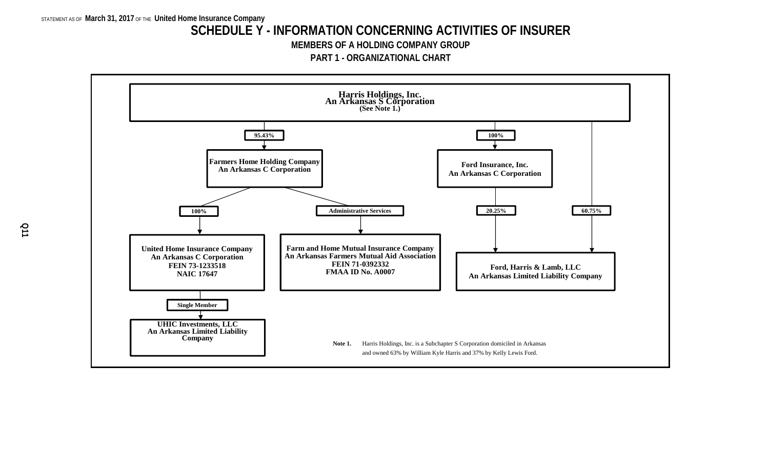STATEMENT AS OF **March 31, 2017** OF THE **United Home Insurance Company**

# SCHEDULE Y - INFORMATION CONCERNING ACTIVITIES OF INSURER

## MEMBERS OF A HOLDING COMPANY GROUP

### PART 1 - ORGANIZATIONAL CHART

**Harris Holdings, Inc.**
**An Arkansas S Corporation**
**(See Note 1.)**

- **95.43%** → **Farmers Home Holding Company**, An Arkansas C Corporation
  - **100%** → **United Home Insurance Company**, An Arkansas C Corporation, FEIN 73-1233518, NAIC 17647
    - **Single Member** → **UHIC Investments, LLC**, An Arkansas Limited Liability Company
  - **Administrative Services** → **Farm and Home Mutual Insurance Company**, An Arkansas Farmers Mutual Aid Association, FEIN 71-0392332, FMAA ID No. A0007
- **100%** → **Ford Insurance, Inc.**, An Arkansas C Corporation
  - **20.25%** → **Ford, Harris & Lamb, LLC**, An Arkansas Limited Liability Company
- **60.75%** → **Ford, Harris & Lamb, LLC**, An Arkansas Limited Liability Company

**Note 1.** Harris Holdings, Inc. is a Subchapter S Corporation domiciled in Arkansas and owned 63% by William Kyle Harris and 37% by Kelly Lewis Ford.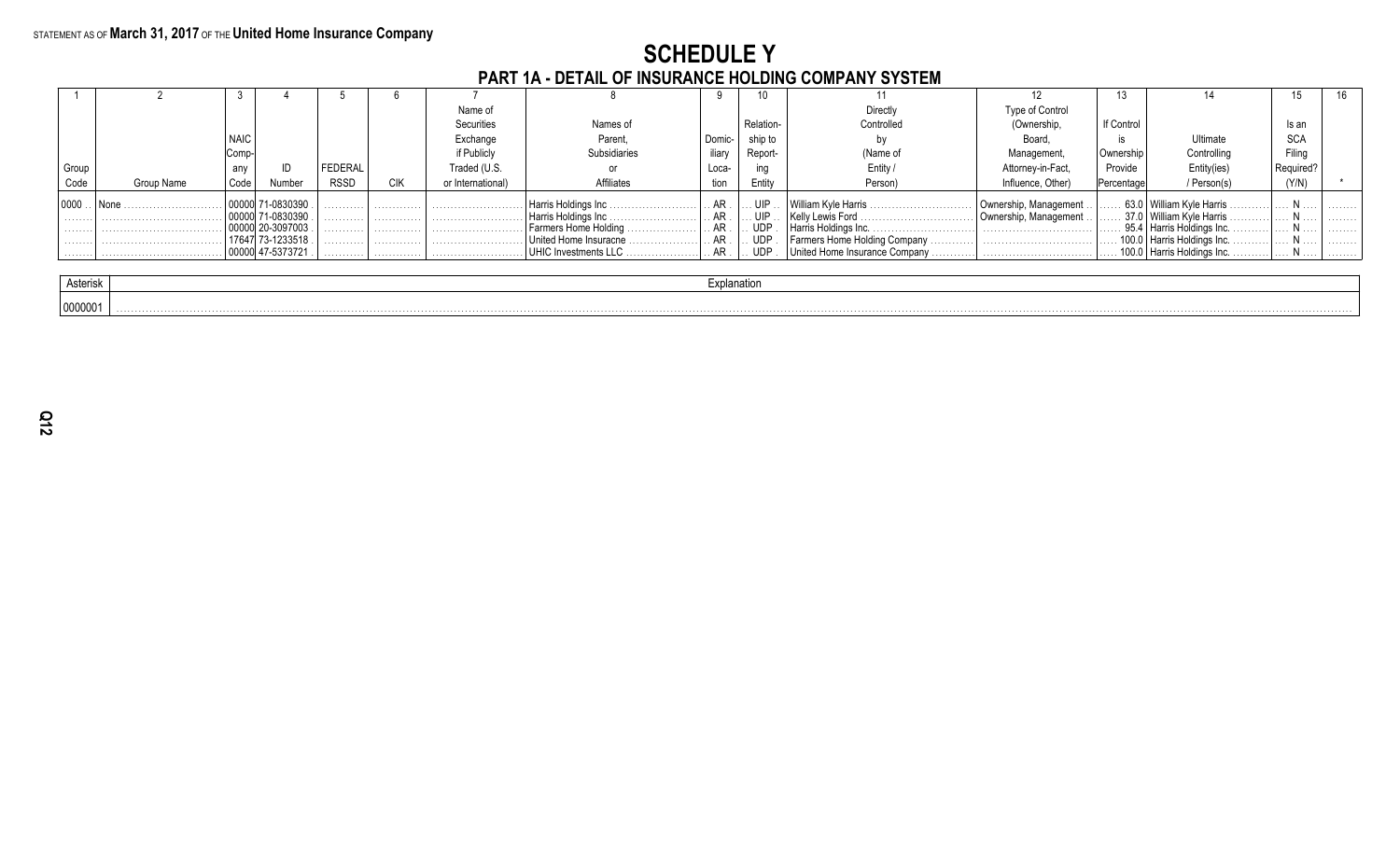STATEMENT AS OF **March 31, 2017** OF THE **United Home Insurance Company**

# SCHEDULE Y
## PART 1A - DETAIL OF INSURANCE HOLDING COMPANY SYSTEM

| 1 | 2 | 3 | 4 | 5 | 6 | 7 | 8 | 9 | 10 | 11 | 12 | 13 | 14 | 15 | 16 |
|---|---|---|---|---|---|---|---|---|---|---|---|---|---|---|---|
| Group Code | Group Name | NAIC Company Code | ID Number | FEDERAL RSSD | CIK | Name of Securities Exchange if Publicly Traded (U.S. or International) | Names of Parent, Subsidiaries or Affiliates | Domiciliary Location | Relationship to Reporting Entity | Directly Controlled by (Name of Entity / Person) | Type of Control (Ownership, Board, Management, Attorney-in-Fact, Influence, Other) | If Control is Ownership Provide Percentage | Ultimate Controlling Entity(ies) / Person(s) | Is an SCA Filing Required? (Y/N) | * |
| 0000 | None | 00000 | 71-0830390 | | | | Harris Holdings Inc | AR | UIP | William Kyle Harris | Ownership, Management | 63.0 | William Kyle Harris | N | |
| | | 00000 | 71-0830390 | | | | Harris Holdings Inc | AR | UIP | Kelly Lewis Ford | Ownership, Management | 37.0 | William Kyle Harris | N | |
| | | 00000 | 20-3097003 | | | | Farmers Home Holding | AR | UDP | Harris Holdings Inc. | | 95.4 | Harris Holdings Inc. | N | |
| | | 17647 | 73-1233518 | | | | United Home Insuracne | AR | UDP | Farmers Home Holding Company | | 100.0 | Harris Holdings Inc. | N | |
| | | 00000 | 47-5373721 | | | | UHIC Investments LLC | AR | UDP | United Home Insurance Company | | 100.0 | Harris Holdings Inc. | N | |

| Asterisk | Explanation |
|---|---|
| 0000001 | |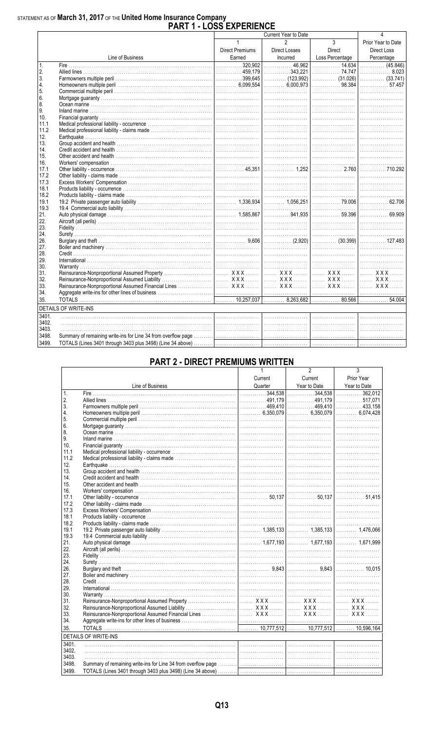STATEMENT AS OF **March 31, 2017** OF THE **United Home Insurance Company**

# PART 1 - LOSS EXPERIENCE

| | | Current Year to Date | | | 4 |
|---|---|---|---|---|---|
| | | 1 | 2 | 3 | Prior Year to Date |
| | | Direct Premiums | Direct Losses | Direct | Direct Loss |
| | Line of Business | Earned | Incurred | Loss Percentage | Percentage |
| 1. | Fire | 320,902 | 46,962 | 14.634 | (45.846) |
| 2. | Allied lines | 459,179 | 343,221 | 74.747 | 8.023 |
| 3. | Farmowners multiple peril | 399,645 | (123,992) | (31.026) | (33.741) |
| 4. | Homeowners multiple peril | 6,099,554 | 6,000,973 | 98.384 | 57.457 |
| 5. | Commercial multiple peril | | | | |
| 6. | Mortgage guaranty | | | | |
| 8. | Ocean marine | | | | |
| 9. | Inland marine | | | | |
| 10. | Financial guaranty | | | | |
| 11.1 | Medical professional liability - occurrence | | | | |
| 11.2 | Medical professional liability - claims made | | | | |
| 12. | Earthquake | | | | |
| 13. | Group accident and health | | | | |
| 14. | Credit accident and health | | | | |
| 15. | Other accident and health | | | | |
| 16. | Workers' compensation | | | | |
| 17.1 | Other liability - occurrence | 45,351 | 1,252 | 2.760 | 710.292 |
| 17.2 | Other liability - claims made | | | | |
| 17.3 | Excess Workers' Compensation | | | | |
| 18.1 | Products liability - occurrence | | | | |
| 18.2 | Products liability - claims made | | | | |
| 19.1 | 19.2 Private passenger auto liability | 1,336,934 | 1,056,251 | 79.006 | 62.706 |
| 19.3 | 19.4 Commercial auto liability | | | | |
| 21. | Auto physical damage | 1,585,867 | 941,935 | 59.396 | 69.909 |
| 22. | Aircraft (all perils) | | | | |
| 23. | Fidelity | | | | |
| 24. | Surety | | | | |
| 26. | Burglary and theft | 9,606 | (2,920) | (30.399) | 127.483 |
| 27. | Boiler and machinery | | | | |
| 28. | Credit | | | | |
| 29. | International | | | | |
| 30. | Warranty | | | | |
| 31. | Reinsurance-Nonproportional Assumed Property | XXX | XXX | XXX | XXX |
| 32. | Reinsurance-Nonproportional Assumed Liability | XXX | XXX | XXX | XXX |
| 33. | Reinsurance-Nonproportional Assumed Financial Lines | XXX | XXX | XXX | XXX |
| 34. | Aggregate write-ins for other lines of business | | | | |
| 35. | TOTALS | 10,257,037 | 8,263,682 | 80.566 | 54.004 |
| | DETAILS OF WRITE-INS | | | | |
| 3401. | | | | | |
| 3402. | | | | | |
| 3403. | | | | | |
| 3498. | Summary of remaining write-ins for Line 34 from overflow page | | | | |
| 3499. | TOTALS (Lines 3401 through 3403 plus 3498) (Line 34 above) | | | | |

# PART 2 - DIRECT PREMIUMS WRITTEN

| | | 1 | 2 | 3 |
|---|---|---|---|---|
| | | Current | Current | Prior Year |
| | Line of Business | Quarter | Year to Date | Year to Date |
| 1. | Fire | 344,538 | 344,538 | 362,012 |
| 2. | Allied lines | 491,179 | 491,179 | 517,071 |
| 3. | Farmowners multiple peril | 469,410 | 469,410 | 433,158 |
| 4. | Homeowners multiple peril | 6,350,079 | 6,350,079 | 6,074,428 |
| 5. | Commercial multiple peril | | | |
| 6. | Mortgage guaranty | | | |
| 8. | Ocean marine | | | |
| 9. | Inland marine | | | |
| 10. | Financial guaranty | | | |
| 11.1 | Medical professional liability - occurrence | | | |
| 11.2 | Medical professional liability - claims made | | | |
| 12. | Earthquake | | | |
| 13. | Group accident and health | | | |
| 14. | Credit accident and health | | | |
| 15. | Other accident and health | | | |
| 16. | Workers' compensation | | | |
| 17.1 | Other liability - occurrence | 50,137 | 50,137 | 51,415 |
| 17.2 | Other liability - claims made | | | |
| 17.3 | Excess Workers' Compensation | | | |
| 18.1 | Products liability - occurrence | | | |
| 18.2 | Products liability - claims made | | | |
| 19.1 | 19.2 Private passenger auto liability | 1,385,133 | 1,385,133 | 1,476,066 |
| 19.3 | 19.4 Commercial auto liability | | | |
| 21. | Auto physical damage | 1,677,193 | 1,677,193 | 1,671,999 |
| 22. | Aircraft (all perils) | | | |
| 23. | Fidelity | | | |
| 24. | Surety | | | |
| 26. | Burglary and theft | 9,843 | 9,843 | 10,015 |
| 27. | Boiler and machinery | | | |
| 28. | Credit | | | |
| 29. | International | | | |
| 30. | Warranty | | | |
| 31. | Reinsurance-Nonproportional Assumed Property | XXX | XXX | XXX |
| 32. | Reinsurance-Nonproportional Assumed Liability | XXX | XXX | XXX |
| 33. | Reinsurance-Nonproportional Assumed Financial Lines | XXX | XXX | XXX |
| 34. | Aggregate write-ins for other lines of business | | | |
| 35. | TOTALS | 10,777,512 | 10,777,512 | 10,596,164 |
| | DETAILS OF WRITE-INS | | | |
| 3401. | | | | |
| 3402. | | | | |
| 3403. | | | | |
| 3498. | Summary of remaining write-ins for Line 34 from overflow page | | | |
| 3499. | TOTALS (Lines 3401 through 3403 plus 3498) (Line 34 above) | | | |

Q13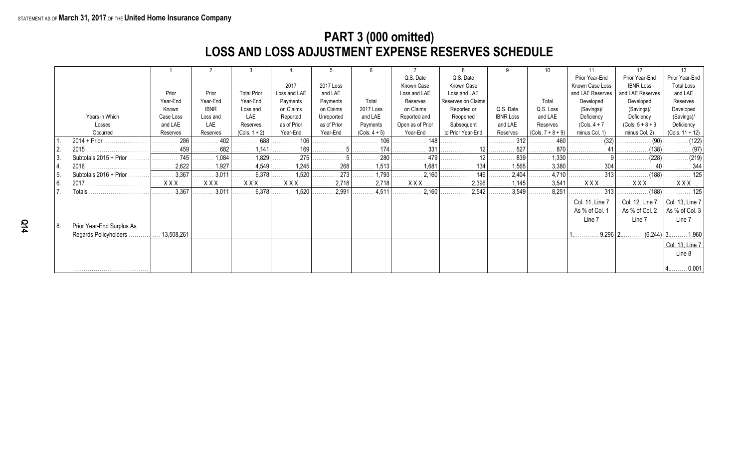## PART 3 (000 omitted)
## LOSS AND LOSS ADJUSTMENT EXPENSE RESERVES SCHEDULE

| | Years in Which Losses Occurred | 1 Prior Year-End Known Case Loss and LAE Reserves | 2 Prior Year-End IBNR Loss and LAE Reserves | 3 Total Prior Year-End Loss and LAE Reserves (Cols. 1 + 2) | 4 2017 Loss and LAE Payments on Claims Reported as of Prior Year-End | 5 2017 Loss and LAE Payments on Claims Unreported as of Prior Year-End | 6 Total 2017 Loss and LAE Payments (Cols. 4 + 5) | 7 Q.S. Date Known Case Loss and LAE Reserves on Claims Reported and Open as of Prior Year-End | 8 Q.S. Date Known Case Loss and LAE Reserves on Claims Reported or Reopened Subsequent to Prior Year-End | 9 Q.S. Date IBNR Loss and LAE Reserves | 10 Total Q.S. Loss and LAE Reserves (Cols. 7 + 8 + 9) | 11 Prior Year-End Known Case Loss and LAE Reserves Developed (Savings)/ Deficiency (Cols. 4 + 7 minus Col. 1) | 12 Prior Year-End IBNR Loss and LAE Reserves Developed (Savings)/ Deficiency (Cols. 5 + 8 + 9 minus Col. 2) | 13 Prior Year-End Total Loss and LAE Reserves Developed (Savings)/ Deficiency (Cols. 11 + 12) |
|---|---|---|---|---|---|---|---|---|---|---|---|---|---|---|
| 1. | 2014 + Prior | 286 | 402 | 688 | 106 | | 106 | 148 | | 312 | 460 | (32) | (90) | (122) |
| 2. | 2015 | 459 | 682 | 1,141 | 169 | 5 | 174 | 331 | 12 | 527 | 870 | 41 | (138) | (97) |
| 3. | Subtotals 2015 + Prior | 745 | 1,084 | 1,829 | 275 | 5 | 280 | 479 | 12 | 839 | 1,330 | 9 | (228) | (219) |
| 4. | 2016 | 2,622 | 1,927 | 4,549 | 1,245 | 268 | 1,513 | 1,681 | 134 | 1,565 | 3,380 | 304 | 40 | 344 |
| 5. | Subtotals 2016 + Prior | 3,367 | 3,011 | 6,378 | 1,520 | 273 | 1,793 | 2,160 | 146 | 2,404 | 4,710 | 313 | (188) | 125 |
| 6. | 2017 | XXX | XXX | XXX | XXX | 2,718 | 2,718 | XXX | 2,396 | 1,145 | 3,541 | XXX | XXX | XXX |
| 7. | Totals | 3,367 | 3,011 | 6,378 | 1,520 | 2,991 | 4,511 | 2,160 | 2,542 | 3,549 | 8,251 | 313 | (188) | 125 |
| | | | | | | | | | | | | Col. 11, Line 7 As % of Col. 1 Line 7 | Col. 12, Line 7 As % of Col. 2 Line 7 | Col. 13, Line 7 As % of Col. 3 Line 7 |
| 8. | Prior Year-End Surplus As Regards Policyholders | 13,508,261 | | | | | | | | | | 1. 9.296 | 2. (6.244) | 3. 1.960 |
| | | | | | | | | | | | | | | Col. 13, Line 7 Line 8 |
| | | | | | | | | | | | | | | 4. 0.001 |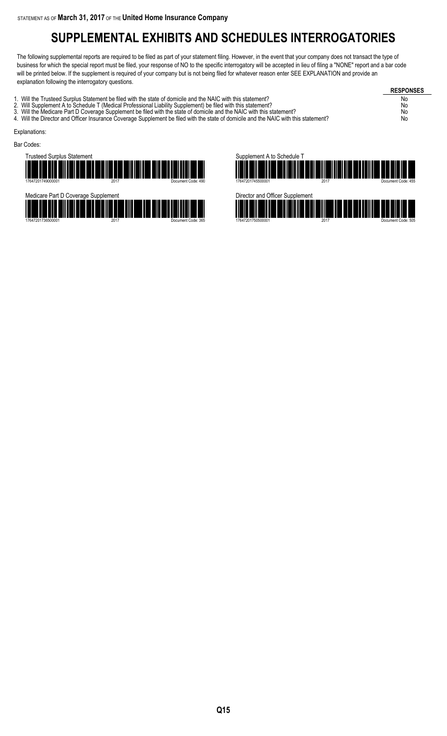STATEMENT AS OF **March 31, 2017** OF THE **United Home Insurance Company**

# SUPPLEMENTAL EXHIBITS AND SCHEDULES INTERROGATORIES

The following supplemental reports are required to be filed as part of your statement filing. However, in the event that your company does not transact the type of business for which the special report must be filed, your response of NO to the specific interrogatory will be accepted in lieu of filing a "NONE" report and a bar code will be printed below. If the supplement is required of your company but is not being filed for whatever reason enter SEE EXPLANATION and provide an explanation following the interrogatory questions.

| | RESPONSES |
|---|---|
| 1. Will the Trusteed Surplus Statement be filed with the state of domicile and the NAIC with this statement? | No |
| 2. Will Supplement A to Schedule T (Medical Professional Liability Supplement) be filed with this statement? | No |
| 3. Will the Medicare Part D Coverage Supplement be filed with the state of domicile and the NAIC with this statement? | No |
| 4. Will the Director and Officer Insurance Coverage Supplement be filed with the state of domicile and the NAIC with this statement? | No |

Explanations:

Bar Codes:

Trusteed Surplus Statement
17647201749000001 2017 Document Code: 490

Supplement A to Schedule T
17647201745500001 2017 Document Code: 455

Medicare Part D Coverage Supplement
17647201736500001 2017 Document Code: 365

Director and Officer Supplement
17647201750500001 2017 Document Code: 505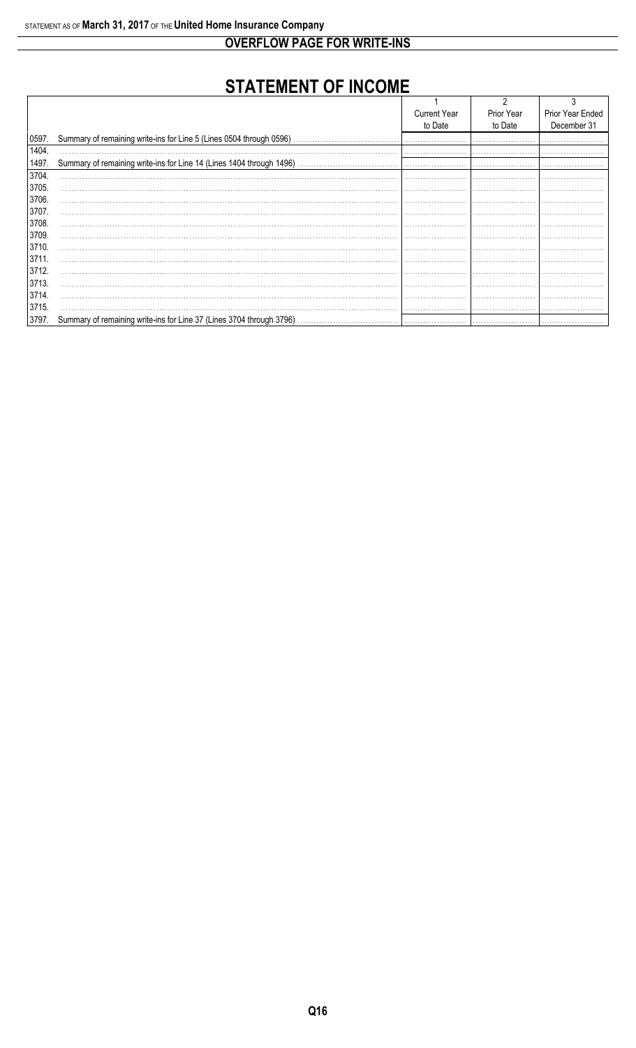## OVERFLOW PAGE FOR WRITE-INS

# STATEMENT OF INCOME

| | | 1<br>Current Year to Date | 2<br>Prior Year to Date | 3<br>Prior Year Ended December 31 |
|---|---|---|---|---|
| 0597. | Summary of remaining write-ins for Line 5 (Lines 0504 through 0596) | | | |
| 1404. | | | | |
| 1497. | Summary of remaining write-ins for Line 14 (Lines 1404 through 1496) | | | |
| 3704. | | | | |
| 3705. | | | | |
| 3706. | | | | |
| 3707. | | | | |
| 3708. | | | | |
| 3709. | | | | |
| 3710. | | | | |
| 3711. | | | | |
| 3712. | | | | |
| 3713. | | | | |
| 3714. | | | | |
| 3715. | | | | |
| 3797. | Summary of remaining write-ins for Line 37 (Lines 3704 through 3796) | | | |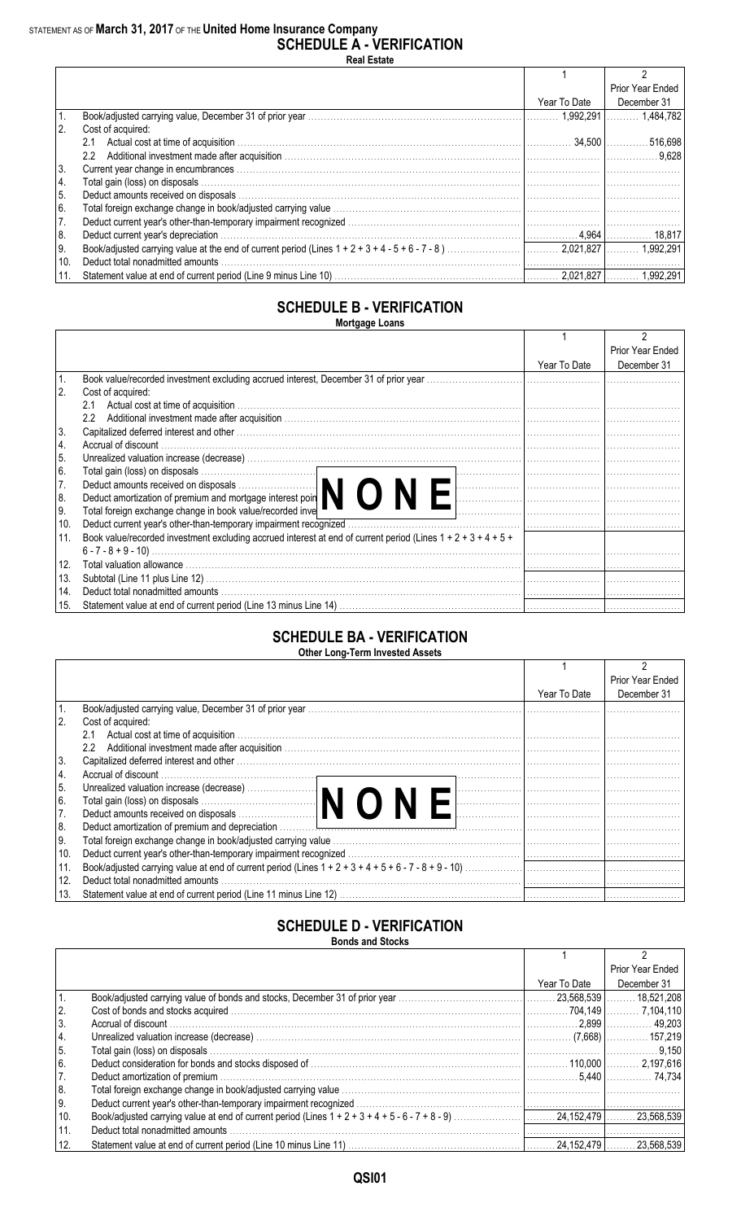STATEMENT AS OF **March 31, 2017** OF THE **United Home Insurance Company**

# SCHEDULE A - VERIFICATION

**Real Estate**

| | | 1<br>Year To Date | 2<br>Prior Year Ended December 31 |
|---|---|---|---|
| 1. | Book/adjusted carrying value, December 31 of prior year | 1,992,291 | 1,484,782 |
| 2. | Cost of acquired: | | |
| | 2.1 Actual cost at time of acquisition | 34,500 | 516,698 |
| | 2.2 Additional investment made after acquisition | | 9,628 |
| 3. | Current year change in encumbrances | | |
| 4. | Total gain (loss) on disposals | | |
| 5. | Deduct amounts received on disposals | | |
| 6. | Total foreign exchange change in book/adjusted carrying value | | |
| 7. | Deduct current year's other-than-temporary impairment recognized | | |
| 8. | Deduct current year's depreciation | 4,964 | 18,817 |
| 9. | Book/adjusted carrying value at the end of current period (Lines 1 + 2 + 3 + 4 - 5 + 6 - 7 - 8 ) | 2,021,827 | 1,992,291 |
| 10. | Deduct total nonadmitted amounts | | |
| 11. | Statement value at end of current period (Line 9 minus Line 10) | 2,021,827 | 1,992,291 |

# SCHEDULE B - VERIFICATION

**Mortgage Loans**

**N O N E**

| | | 1<br>Year To Date | 2<br>Prior Year Ended December 31 |
|---|---|---|---|
| 1. | Book value/recorded investment excluding accrued interest, December 31 of prior year | | |
| 2. | Cost of acquired: | | |
| | 2.1 Actual cost at time of acquisition | | |
| | 2.2 Additional investment made after acquisition | | |
| 3. | Capitalized deferred interest and other | | |
| 4. | Accrual of discount | | |
| 5. | Unrealized valuation increase (decrease) | | |
| 6. | Total gain (loss) on disposals | | |
| 7. | Deduct amounts received on disposals | | |
| 8. | Deduct amortization of premium and mortgage interest points and commitment fees | | |
| 9. | Total foreign exchange change in book value/recorded investment excluding accrued interest | | |
| 10. | Deduct current year's other-than-temporary impairment recognized | | |
| 11. | Book value/recorded investment excluding accrued interest at end of current period (Lines 1 + 2 + 3 + 4 + 5 + 6 - 7 - 8 + 9 - 10) | | |
| 12. | Total valuation allowance | | |
| 13. | Subtotal (Line 11 plus Line 12) | | |
| 14. | Deduct total nonadmitted amounts | | |
| 15. | Statement value at end of current period (Line 13 minus Line 14) | | |

# SCHEDULE BA - VERIFICATION

**Other Long-Term Invested Assets**

**N O N E**

| | | 1<br>Year To Date | 2<br>Prior Year Ended December 31 |
|---|---|---|---|
| 1. | Book/adjusted carrying value, December 31 of prior year | | |
| 2. | Cost of acquired: | | |
| | 2.1 Actual cost at time of acquisition | | |
| | 2.2 Additional investment made after acquisition | | |
| 3. | Capitalized deferred interest and other | | |
| 4. | Accrual of discount | | |
| 5. | Unrealized valuation increase (decrease) | | |
| 6. | Total gain (loss) on disposals | | |
| 7. | Deduct amounts received on disposals | | |
| 8. | Deduct amortization of premium and depreciation | | |
| 9. | Total foreign exchange change in book/adjusted carrying value | | |
| 10. | Deduct current year's other-than-temporary impairment recognized | | |
| 11. | Book/adjusted carrying value at end of current period (Lines 1 + 2 + 3 + 4 + 5 + 6 - 7 - 8 + 9 - 10) | | |
| 12. | Deduct total nonadmitted amounts | | |
| 13. | Statement value at end of current period (Line 11 minus Line 12) | | |

# SCHEDULE D - VERIFICATION

**Bonds and Stocks**

| | | 1<br>Year To Date | 2<br>Prior Year Ended December 31 |
|---|---|---|---|
| 1. | Book/adjusted carrying value of bonds and stocks, December 31 of prior year | 23,568,539 | 18,521,208 |
| 2. | Cost of bonds and stocks acquired | 704,149 | 7,104,110 |
| 3. | Accrual of discount | 2,899 | 49,203 |
| 4. | Unrealized valuation increase (decrease) | (7,668) | 157,219 |
| 5. | Total gain (loss) on disposals | | 9,150 |
| 6. | Deduct consideration for bonds and stocks disposed of | 110,000 | 2,197,616 |
| 7. | Deduct amortization of premium | 5,440 | 74,734 |
| 8. | Total foreign exchange change in book/adjusted carrying value | | |
| 9. | Deduct current year's other-than-temporary impairment recognized | | |
| 10. | Book/adjusted carrying value at end of current period (Lines 1 + 2 + 3 + 4 + 5 - 6 - 7 + 8 - 9) | 24,152,479 | 23,568,539 |
| 11. | Deduct total nonadmitted amounts | | |
| 12. | Statement value at end of current period (Line 10 minus Line 11) | 24,152,479 | 23,568,539 |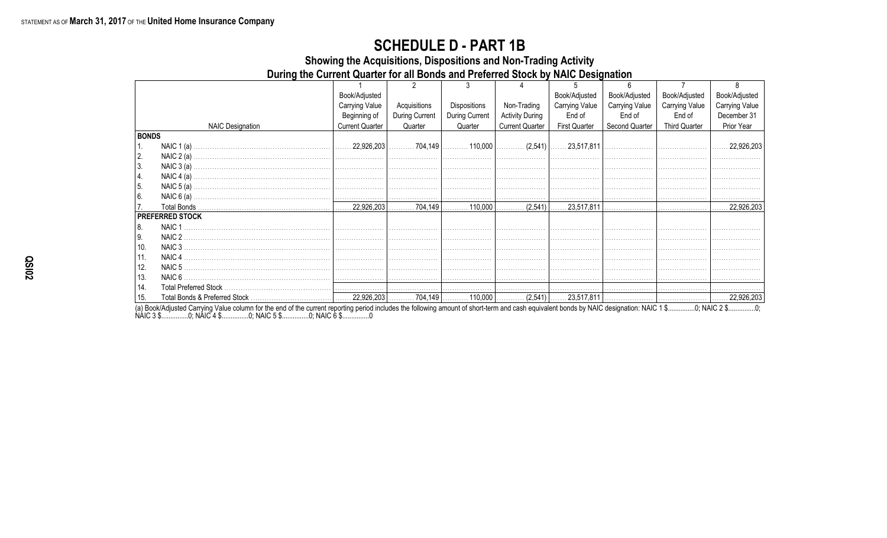STATEMENT AS OF **March 31, 2017** OF THE **United Home Insurance Company**

# SCHEDULE D - PART 1B

## Showing the Acquisitions, Dispositions and Non-Trading Activity During the Current Quarter for all Bonds and Preferred Stock by NAIC Designation

| | 1 | 2 | 3 | 4 | 5 | 6 | 7 | 8 |
|---|---|---|---|---|---|---|---|---|
| NAIC Designation | Book/Adjusted Carrying Value Beginning of Current Quarter | Acquisitions During Current Quarter | Dispositions During Current Quarter | Non-Trading Activity During Current Quarter | Book/Adjusted Carrying Value End of First Quarter | Book/Adjusted Carrying Value End of Second Quarter | Book/Adjusted Carrying Value End of Third Quarter | Book/Adjusted Carrying Value December 31 Prior Year |
| **BONDS** | | | | | | | | |
| 1. NAIC 1 (a) | 22,926,203 | 704,149 | 110,000 | (2,541) | 23,517,811 | | | 22,926,203 |
| 2. NAIC 2 (a) | | | | | | | | |
| 3. NAIC 3 (a) | | | | | | | | |
| 4. NAIC 4 (a) | | | | | | | | |
| 5. NAIC 5 (a) | | | | | | | | |
| 6. NAIC 6 (a) | | | | | | | | |
| 7. Total Bonds | 22,926,203 | 704,149 | 110,000 | (2,541) | 23,517,811 | | | 22,926,203 |
| **PREFERRED STOCK** | | | | | | | | |
| 8. NAIC 1 | | | | | | | | |
| 9. NAIC 2 | | | | | | | | |
| 10. NAIC 3 | | | | | | | | |
| 11. NAIC 4 | | | | | | | | |
| 12. NAIC 5 | | | | | | | | |
| 13. NAIC 6 | | | | | | | | |
| 14. Total Preferred Stock | | | | | | | | |
| 15. Total Bonds & Preferred Stock | 22,926,203 | 704,149 | 110,000 | (2,541) | 23,517,811 | | | 22,926,203 |

(a) Book/Adjusted Carrying Value column for the end of the current reporting period includes the following amount of short-term and cash equivalent bonds by NAIC designation: NAIC 1 $...............0; NAIC 2 $...............0; NAIC 3 $...............0; NAIC 4 $...............0; NAIC 5 $...............0; NAIC 6 $...............0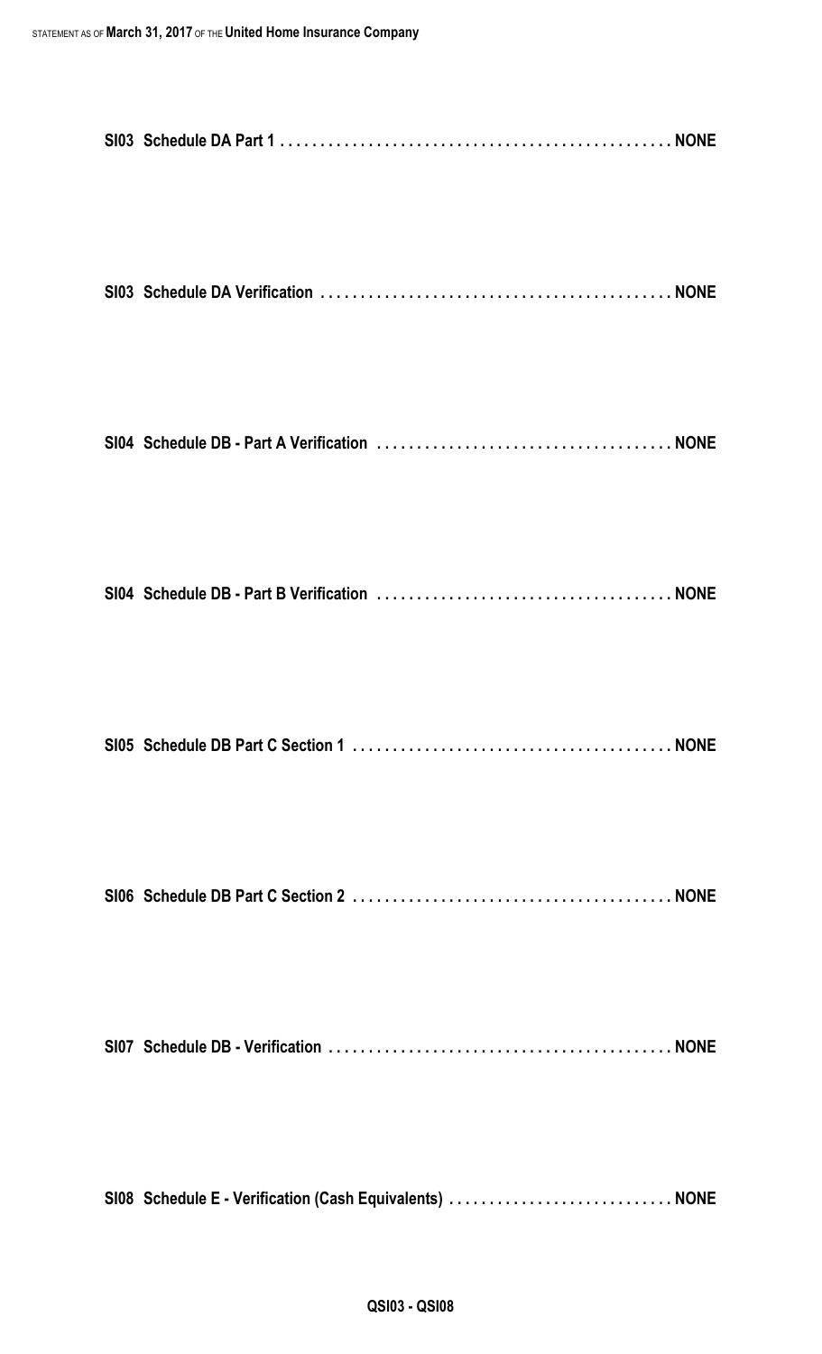**SI03 Schedule DA Part 1 . . . . . . . . . . . . . . . . . . . . . . . . . . . . . . . . . . . . . . . . . . . . . . . . NONE**

**SI03 Schedule DA Verification . . . . . . . . . . . . . . . . . . . . . . . . . . . . . . . . . . . . . . . . . . . NONE**

**SI04 Schedule DB - Part A Verification . . . . . . . . . . . . . . . . . . . . . . . . . . . . . . . . . . . . NONE**

**SI04 Schedule DB - Part B Verification . . . . . . . . . . . . . . . . . . . . . . . . . . . . . . . . . . . . NONE**

**SI05 Schedule DB Part C Section 1 . . . . . . . . . . . . . . . . . . . . . . . . . . . . . . . . . . . . . . . NONE**

**SI06 Schedule DB Part C Section 2 . . . . . . . . . . . . . . . . . . . . . . . . . . . . . . . . . . . . . . . NONE**

**SI07 Schedule DB - Verification . . . . . . . . . . . . . . . . . . . . . . . . . . . . . . . . . . . . . . . . . . NONE**

**SI08 Schedule E - Verification (Cash Equivalents) . . . . . . . . . . . . . . . . . . . . . . . . . . . NONE**

**QSI03 - QSI08**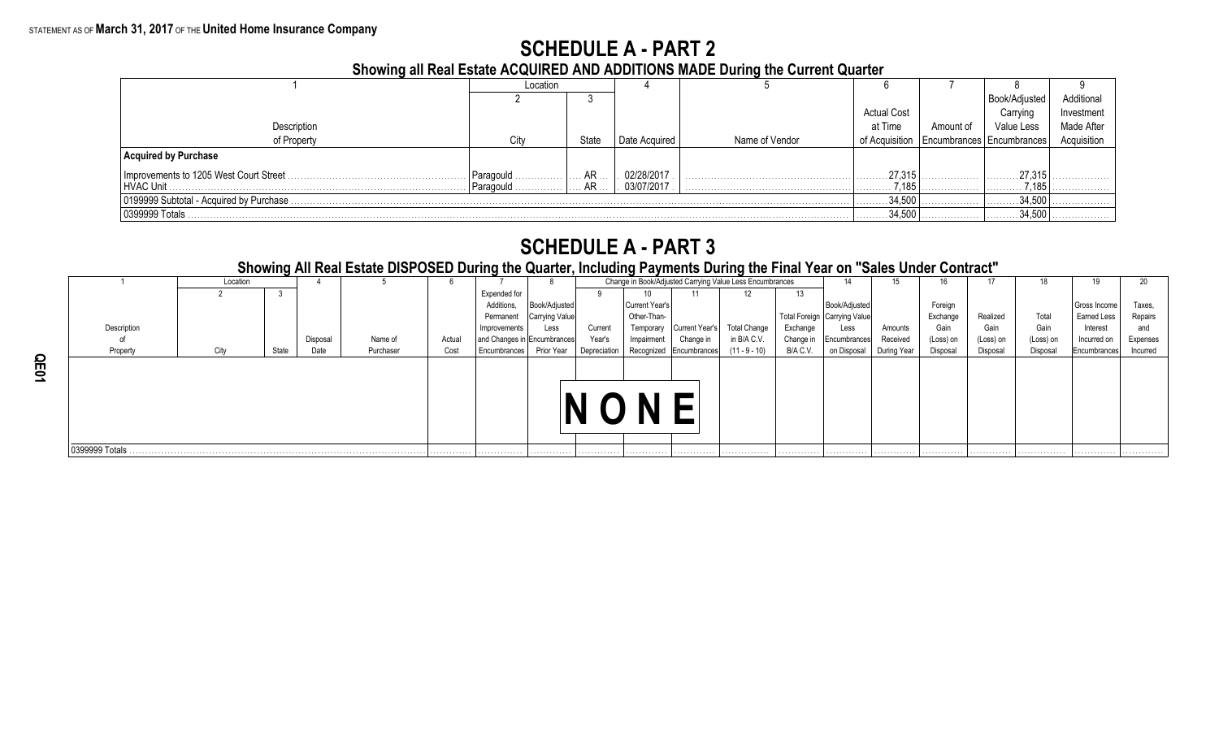STATEMENT AS OF **March 31, 2017** OF THE **United Home Insurance Company**

# SCHEDULE A - PART 2

## Showing all Real Estate ACQUIRED AND ADDITIONS MADE During the Current Quarter

| 1 | Location | | 4 | 5 | 6 | 7 | 8 | 9 |
|---|---|---|---|---|---|---|---|---|
| | 2 | 3 | | | | | | |
| Description of Property | City | State | Date Acquired | Name of Vendor | Actual Cost at Time of Acquisition | Amount of Encumbrances | Book/Adjusted Carrying Value Less Encumbrances | Additional Investment Made After Acquisition |
| **Acquired by Purchase** | | | | | | | | |
| Improvements to 1205 West Court Street | Paragould | AR | 02/28/2017 | | 27,315 | | 27,315 | |
| HVAC Unit | Paragould | AR | 03/07/2017 | | 7,185 | | 7,185 | |
| 0199999 Subtotal - Acquired by Purchase | | | | | 34,500 | | 34,500 | |
| 0399999 Totals | | | | | 34,500 | | 34,500 | |

# SCHEDULE A - PART 3

## Showing All Real Estate DISPOSED During the Quarter, Including Payments During the Final Year on "Sales Under Contract"

| 1 | Location | | 4 | 5 | 6 | 7 | 8 | Change in Book/Adjusted Carrying Value Less Encumbrances | | | | | 14 | 15 | 16 | 17 | 18 | 19 | 20 |
|---|---|---|---|---|---|---|---|---|---|---|---|---|---|---|---|---|---|---|---|
| | 2 | 3 | | | | | | 9 | 10 | 11 | 12 | 13 | | | | | | | |
| Description of Property | City | State | Disposal Date | Name of Purchaser | Actual Cost | Expended for Additions, Permanent Improvements and Changes in Encumbrances | Book/Adjusted Carrying Value Less Encumbrances Prior Year | Current Year's Depreciation | Current Year's Other-Than-Temporary Impairment Recognized | Current Year's Change in Encumbrances | Total Change in B/A C.V. (11 - 9 - 10) | Total Foreign Exchange Change in B/A C.V. | Book/Adjusted Carrying Value Less Encumbrances on Disposal | Amounts Received During Year | Foreign Exchange Gain (Loss) on Disposal | Realized Gain (Loss) on Disposal | Total Gain (Loss) on Disposal | Gross Income Earned Less Interest Incurred on Encumbrances | Taxes, Repairs and Expenses Incurred |
| NONE | | | | | | | | | | | | | | | | | | | |
| 0399999 Totals | | | | | | | | | | | | | | | | | | | |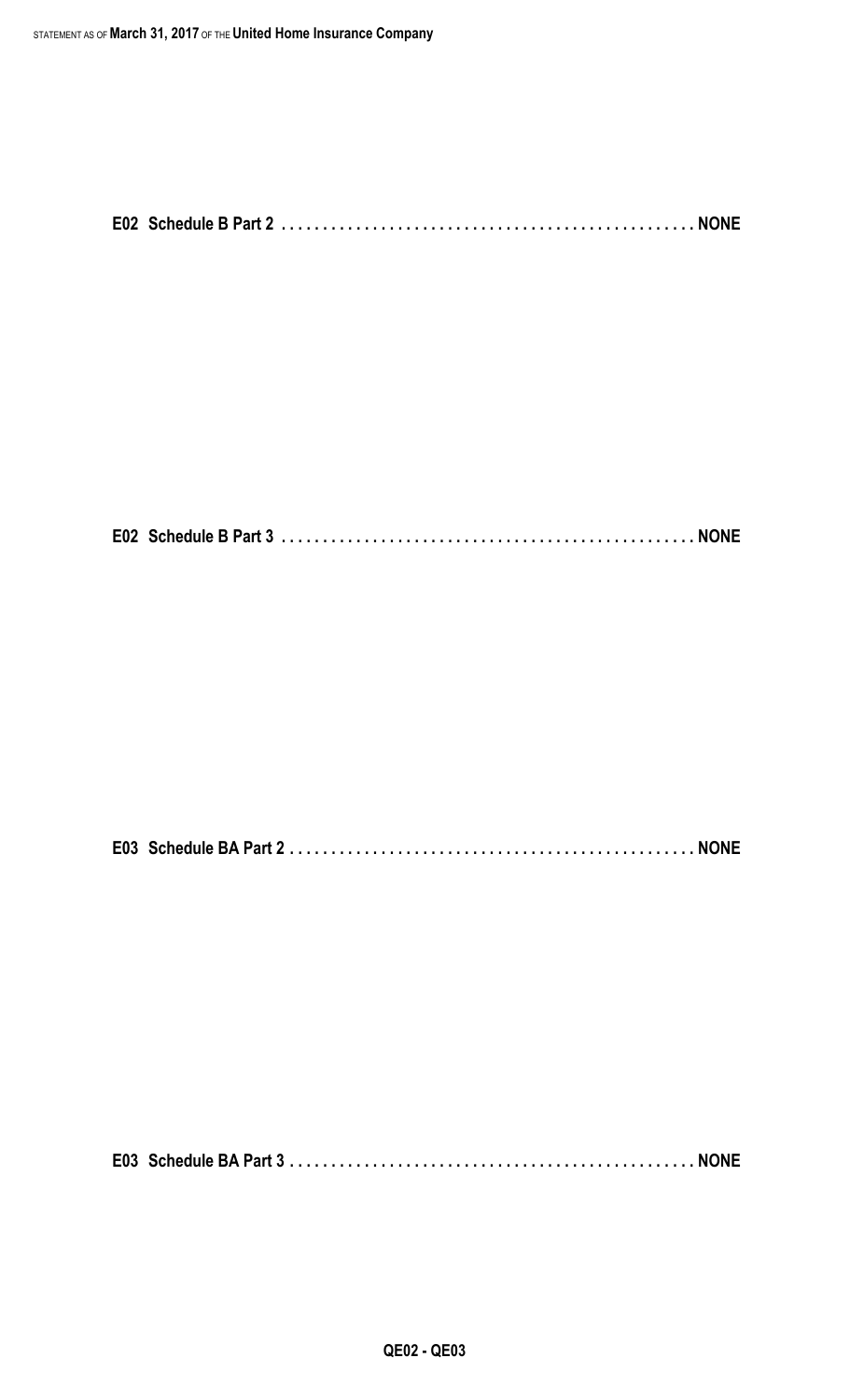**E02 Schedule B Part 2 . . . . . . . . . . . . . . . . . . . . . . . . . . . . . . . . . . . . . . . . . . . . . . . . NONE**

**E02 Schedule B Part 3 . . . . . . . . . . . . . . . . . . . . . . . . . . . . . . . . . . . . . . . . . . . . . . . . NONE**

**E03 Schedule BA Part 2 . . . . . . . . . . . . . . . . . . . . . . . . . . . . . . . . . . . . . . . . . . . . . . . NONE**

**E03 Schedule BA Part 3 . . . . . . . . . . . . . . . . . . . . . . . . . . . . . . . . . . . . . . . . . . . . . . . NONE**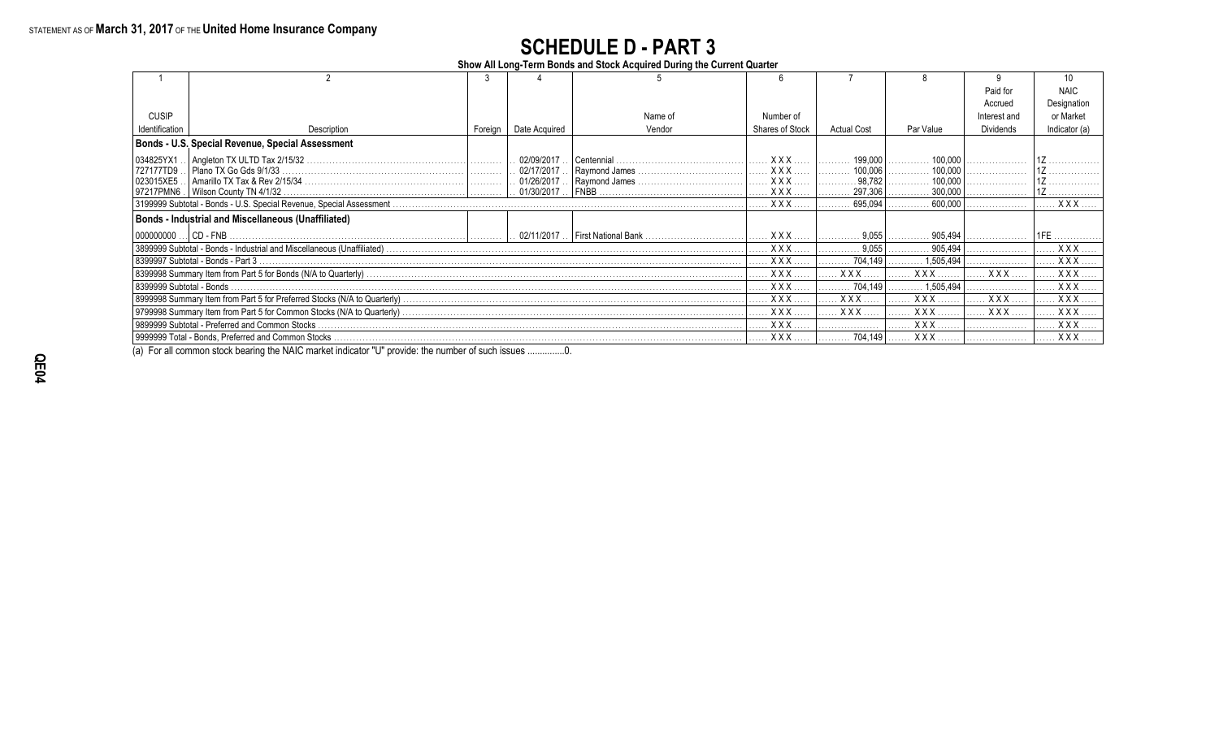STATEMENT AS OF **March 31, 2017** OF THE **United Home Insurance Company**

# SCHEDULE D - PART 3

**Show All Long-Term Bonds and Stock Acquired During the Current Quarter**

| 1 | 2 | 3 | 4 | 5 | 6 | 7 | 8 | 9 | 10 |
|---|---|---|---|---|---|---|---|---|---|
| CUSIP Identification | Description | Foreign | Date Acquired | Name of Vendor | Number of Shares of Stock | Actual Cost | Par Value | Paid for Accrued Interest and Dividends | NAIC Designation or Market Indicator (a) |
| **Bonds - U.S. Special Revenue, Special Assessment** | | | | | | | | | |
| 034825YX1 | Angleton TX ULTD Tax 2/15/32 | | 02/09/2017 | Centennial | XXX | 199,000 | 100,000 | | 1Z |
| 727177TD9 | Plano TX Go Gds 9/1/33 | | 02/17/2017 | Raymond James | XXX | 100,006 | 100,000 | | 1Z |
| 023015XE5 | Amarillo TX Tax & Rev 2/15/34 | | 01/26/2017 | Raymond James | XXX | 98,782 | 100,000 | | 1Z |
| 97217PMN6 | Wilson County TN 4/1/32 | | 01/30/2017 | FNBB | XXX | 297,306 | 300,000 | | 1Z |
| 3199999 Subtotal - Bonds - U.S. Special Revenue, Special Assessment | | | | | XXX | 695,094 | 600,000 | | XXX |
| **Bonds - Industrial and Miscellaneous (Unaffiliated)** | | | | | | | | | |
| 000000000 | CD - FNB | | 02/11/2017 | First National Bank | XXX | 9,055 | 905,494 | | 1FE |
| 3899999 Subtotal - Bonds - Industrial and Miscellaneous (Unaffiliated) | | | | | XXX | 9,055 | 905,494 | | XXX |
| 8399997 Subtotal - Bonds - Part 3 | | | | | XXX | 704,149 | 1,505,494 | | XXX |
| 8399998 Summary Item from Part 5 for Bonds (N/A to Quarterly) | | | | | XXX | XXX | XXX | XXX | XXX |
| 8399999 Subtotal - Bonds | | | | | XXX | 704,149 | 1,505,494 | | XXX |
| 8999998 Summary Item from Part 5 for Preferred Stocks (N/A to Quarterly) | | | | | XXX | XXX | XXX | XXX | XXX |
| 9799998 Summary Item from Part 5 for Common Stocks (N/A to Quarterly) | | | | | XXX | XXX | XXX | XXX | XXX |
| 9899999 Subtotal - Preferred and Common Stocks | | | | | XXX | | XXX | | XXX |
| 9999999 Total - Bonds, Preferred and Common Stocks | | | | | XXX | 704,149 | XXX | | XXX |

(a) For all common stock bearing the NAIC market indicator "U" provide: the number of such issues ...............0.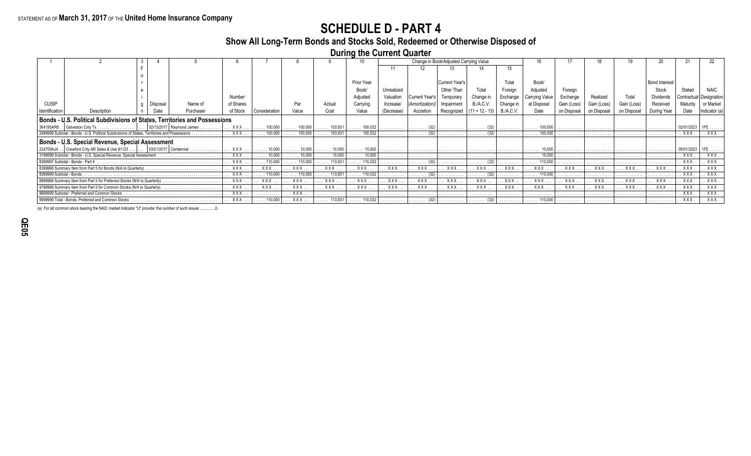STATEMENT AS OF **March 31, 2017** OF THE **United Home Insurance Company**

# SCHEDULE D - PART 4

## Show All Long-Term Bonds and Stocks Sold, Redeemed or Otherwise Disposed of During the Current Quarter

| 1 | 2 | 3 | 4 | 5 | 6 | 7 | 8 | 9 | 10 | Change in Book/Adjusted Carrying Value | | | | | 16 | 17 | 18 | 19 | 20 | 21 | 22 |
|---|---|---|---|---|---|---|---|---|---|---|---|---|---|---|---|---|---|---|---|---|---|
| | | | | | | | | | | 11 | 12 | 13 | 14 | 15 | | | | | | | |
| CUSIP Identification | Description | Foreign | Disposal Date | Name of Purchaser | Number of Shares of Stock | Consideration | Par Value | Actual Cost | Prior Year Book/ Adjusted Carrying Value | Unrealized Valuation Increase/ (Decrease) | Current Year's (Amortization)/ Accretion | Current Year's Other Than Temporary Impairment Recognized | Total Change in B./A.C.V. (11 + 12 - 13) | Total Foreign Exchange Change in B./A.C.V. | Book/ Adjusted Carrying Value at Disposal Date | Foreign Exchange Gain (Loss) on Disposal | Realized Gain (Loss) on Disposal | Total Gain (Loss) on Disposal | Bond Interest/ Stock Dividends Received During Year | Stated Contractual Maturity Date | NAIC Designation or Market Indicator (a) |
| **Bonds - U.S. Political Subdivisions of States, Territories and Possessions** | | | | | | | | | | | | | | | | | | | | | |
| 364195AR8 | Galveston Cnty Tx | | 02/13/2017 | Raymond James | XXX | 100,000 | 100,000 | 103,831 | 100,032 | | (32) | | (32) | | 100,000 | | | | | 02/01/2023 | 1FE |
| 2499999 Subtotal - Bonds - U.S. Political Subdivisions of States, Territories and Possessions | | | | | XXX | 100,000 | 100,000 | 103,831 | 100,032 | | (32) | | (32) | | 100,000 | | | | | XXX | XXX |
| **Bonds - U.S. Special Revenue, Special Assessment** | | | | | | | | | | | | | | | | | | | | | |
| 224709AJ4 | Crawford Cnty AR Sales & Use 9/1/23 | | 03/01/2017 | Centennial | XXX | 10,000 | 10,000 | 10,000 | 10,000 | | | | | | 10,000 | | | | | 09/01/2023 | 1FE |
| 3199999 Subtotal - Bonds - U.S. Special Revenue, Special Assessment | | | | | XXX | 10,000 | 10,000 | 10,000 | 10,000 | | | | | | 10,000 | | | | | XXX | XXX |
| 8399997 Subtotal - Bonds - Part 4 | | | | | XXX | 110,000 | 110,000 | 113,831 | 110,032 | | (32) | | (32) | | 110,000 | | | | | XXX | XXX |
| 8399998 Summary Item from Part 5 for Bonds (N/A to Quarterly) | | | | | XXX | XXX | XXX | XXX | XXX | XXX | XXX | XXX | XXX | XXX | XXX | XXX | XXX | XXX | XXX | XXX | XXX |
| 8399999 Subtotal - Bonds | | | | | XXX | 110,000 | 110,000 | 113,831 | 110,032 | | (32) | | (32) | | 110,000 | | | | | XXX | XXX |
| 8999998 Summary Item from Part 5 for Preferred Stocks (N/A to Quarterly) | | | | | XXX | XXX | XXX | XXX | XXX | XXX | XXX | XXX | XXX | XXX | XXX | XXX | XXX | XXX | XXX | XXX | XXX |
| 9799998 Summary Item from Part 5 for Common Stocks (N/A to Quarterly) | | | | | XXX | XXX | XXX | XXX | XXX | XXX | XXX | XXX | XXX | XXX | XXX | XXX | XXX | XXX | XXX | XXX | XXX |
| 9899999 Subtotal - Preferred and Common Stocks | | | | | XXX | | XXX | | | | | | | | | | | | | XXX | XXX |
| 9999999 Total - Bonds, Preferred and Common Stocks | | | | | XXX | 110,000 | XXX | 113,831 | 110,032 | | (32) | | (32) | | 110,000 | | | | | XXX | XXX |

(a) For all common stock bearing the NAIC market indicator "U" provide: the number of such issues ..............0.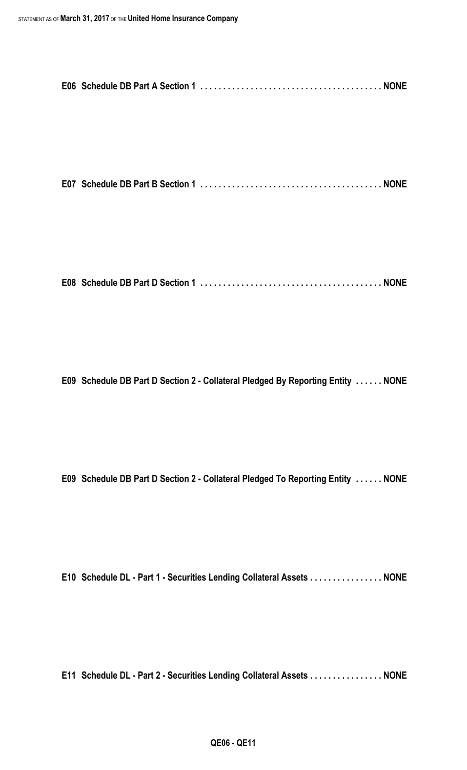**E06 Schedule DB Part A Section 1 . . . . . . . . . . . . . . . . . . . . . . . . . . . . . . . . . . . . . . . . NONE**

**E07 Schedule DB Part B Section 1 . . . . . . . . . . . . . . . . . . . . . . . . . . . . . . . . . . . . . . . . NONE**

**E08 Schedule DB Part D Section 1 . . . . . . . . . . . . . . . . . . . . . . . . . . . . . . . . . . . . . . . . NONE**

**E09 Schedule DB Part D Section 2 - Collateral Pledged By Reporting Entity . . . . . . NONE**

**E09 Schedule DB Part D Section 2 - Collateral Pledged To Reporting Entity . . . . . . NONE**

**E10 Schedule DL - Part 1 - Securities Lending Collateral Assets . . . . . . . . . . . . . . . . NONE**

**E11 Schedule DL - Part 2 - Securities Lending Collateral Assets . . . . . . . . . . . . . . . . NONE**

**QE06 - QE11**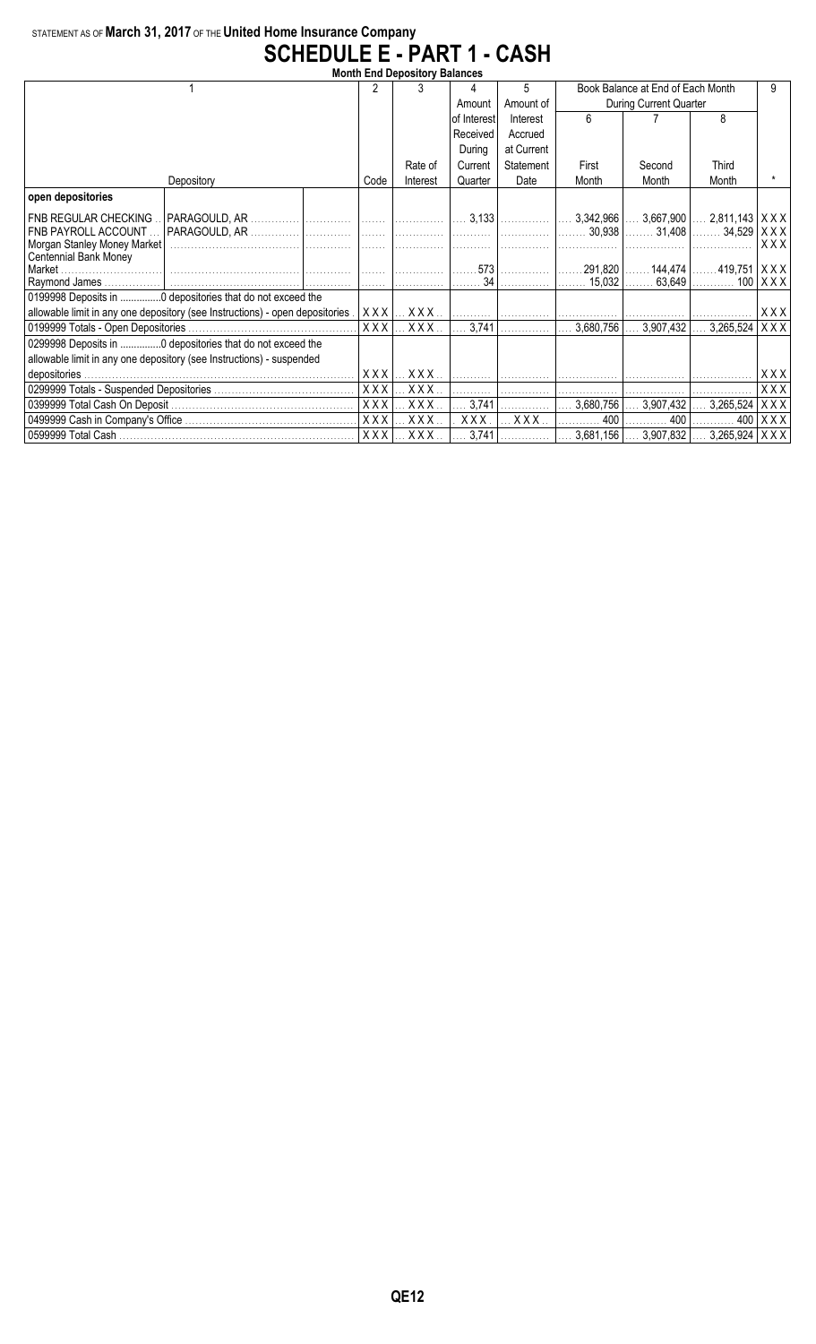STATEMENT AS OF **March 31, 2017** OF THE **United Home Insurance Company**

# SCHEDULE E - PART 1 - CASH

**Month End Depository Balances**

| 1 | | | 2 | 3 | 4 | 5 | Book Balance at End of Each Month During Current Quarter | | | 9 |
|---|---|---|---|---|---|---|---|---|---|---|
| | | | | | Amount of Interest Received During Current Quarter | Amount of Interest Accrued at Current Statement Date | 6 | 7 | 8 | |
| Depository | | | Code | Rate of Interest | | | First Month | Second Month | Third Month | * |
| **open depositories** | | | | | | | | | | |
| FNB REGULAR CHECKING | PARAGOULD, AR | | | | 3,133 | | 3,342,966 | 3,667,900 | 2,811,143 | XXX |
| FNB PAYROLL ACCOUNT | PARAGOULD, AR | | | | | | 30,938 | 31,408 | 34,529 | XXX |
| Morgan Stanley Money Market | | | | | | | | | | XXX |
| Centennial Bank Money Market | | | | | 573 | | 291,820 | 144,474 | 419,751 | XXX |
| Raymond James | | | | | 34 | | 15,032 | 63,649 | 100 | XXX |
| 0199998 Deposits in ..............0 depositories that do not exceed the allowable limit in any one depository (see Instructions) - open depositories | | | XXX | XXX | | | | | | XXX |
| 0199999 Totals - Open Depositories | | | XXX | XXX | 3,741 | | 3,680,756 | 3,907,432 | 3,265,524 | XXX |
| 0299998 Deposits in ..............0 depositories that do not exceed the allowable limit in any one depository (see Instructions) - suspended depositories | | | XXX | XXX | | | | | | XXX |
| 0299999 Totals - Suspended Depositories | | | XXX | XXX | | | | | | XXX |
| 0399999 Total Cash On Deposit | | | XXX | XXX | 3,741 | | 3,680,756 | 3,907,432 | 3,265,524 | XXX |
| 0499999 Cash in Company's Office | | | XXX | XXX | XXX | XXX | 400 | 400 | 400 | XXX |
| 0599999 Total Cash | | | XXX | XXX | 3,741 | | 3,681,156 | 3,907,832 | 3,265,924 | XXX |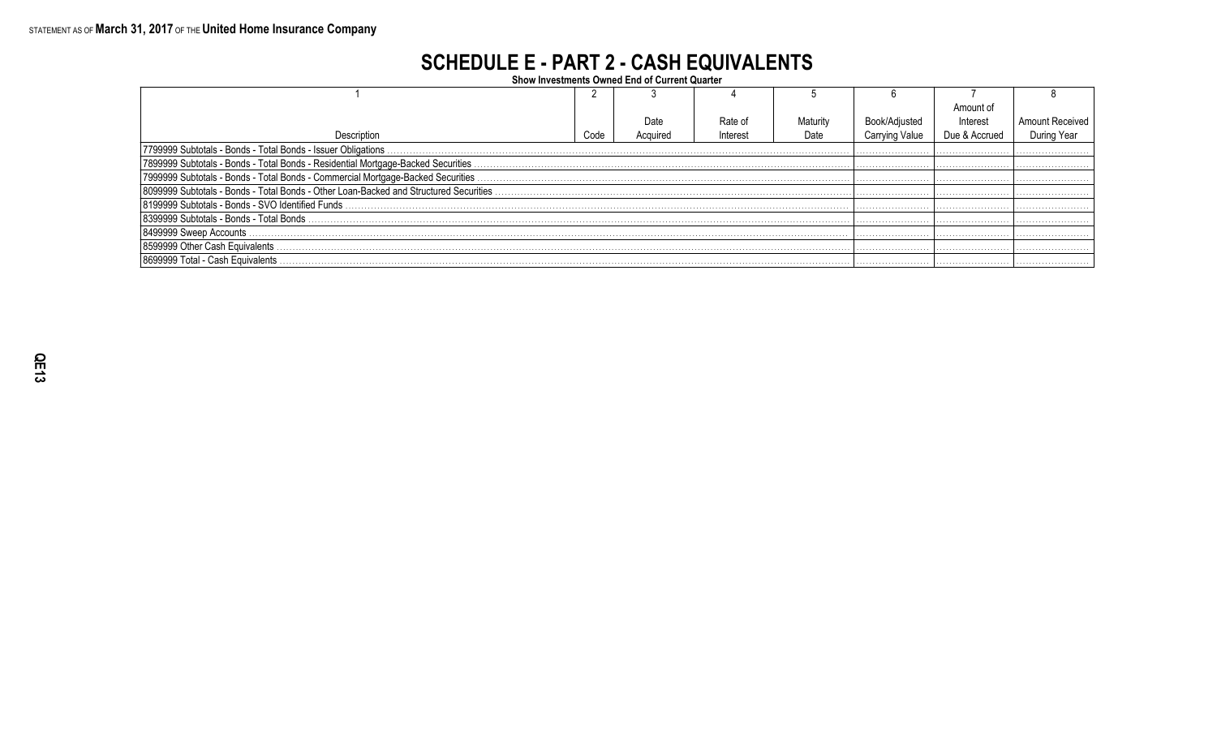STATEMENT AS OF **March 31, 2017** OF THE **United Home Insurance Company**

# SCHEDULE E - PART 2 - CASH EQUIVALENTS

**Show Investments Owned End of Current Quarter**

| 1 | 2 | 3 | 4 | 5 | 6 | 7 | 8 |
|---|---|---|---|---|---|---|---|
| Description | Code | Date Acquired | Rate of Interest | Maturity Date | Book/Adjusted Carrying Value | Amount of Interest Due & Accrued | Amount Received During Year |
| 7799999 Subtotals - Bonds - Total Bonds - Issuer Obligations | | | | | | | |
| 7899999 Subtotals - Bonds - Total Bonds - Residential Mortgage-Backed Securities | | | | | | | |
| 7999999 Subtotals - Bonds - Total Bonds - Commercial Mortgage-Backed Securities | | | | | | | |
| 8099999 Subtotals - Bonds - Total Bonds - Other Loan-Backed and Structured Securities | | | | | | | |
| 8199999 Subtotals - Bonds - SVO Identified Funds | | | | | | | |
| 8399999 Subtotals - Bonds - Total Bonds | | | | | | | |
| 8499999 Sweep Accounts | | | | | | | |
| 8599999 Other Cash Equivalents | | | | | | | |
| 8699999 Total - Cash Equivalents | | | | | | | |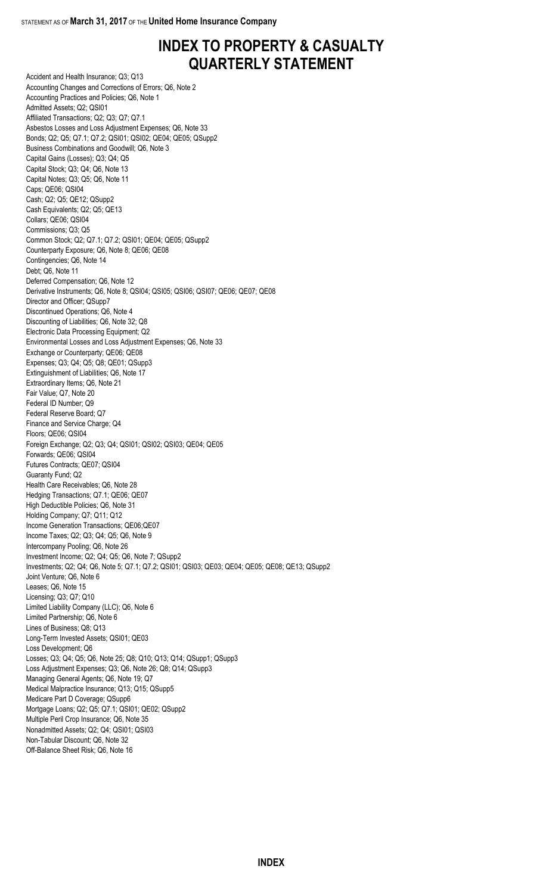# INDEX TO PROPERTY & CASUALTY QUARTERLY STATEMENT

Accident and Health Insurance; Q3; Q13
Accounting Changes and Corrections of Errors; Q6, Note 2
Accounting Practices and Policies; Q6, Note 1
Admitted Assets; Q2; QSI01
Affiliated Transactions; Q2; Q3; Q7; Q7.1
Asbestos Losses and Loss Adjustment Expenses; Q6, Note 33
Bonds; Q2; Q5; Q7.1; Q7.2; QSI01; QSI02; QE04; QE05; QSupp2
Business Combinations and Goodwill; Q6, Note 3
Capital Gains (Losses); Q3; Q4; Q5
Capital Stock; Q3; Q4; Q6, Note 13
Capital Notes; Q3; Q5; Q6, Note 11
Caps; QE06; QSI04
Cash; Q2; Q5; QE12; QSupp2
Cash Equivalents; Q2; Q5; QE13
Collars; QE06; QSI04
Commissions; Q3; Q5
Common Stock; Q2; Q7.1; Q7.2; QSI01; QE04; QE05; QSupp2
Counterparty Exposure; Q6, Note 8; QE06; QE08
Contingencies; Q6, Note 14
Debt; Q6, Note 11
Deferred Compensation; Q6, Note 12
Derivative Instruments; Q6, Note 8; QSI04; QSI05; QSI06; QSI07; QE06; QE07; QE08
Director and Officer; QSupp7
Discontinued Operations; Q6, Note 4
Discounting of Liabilities; Q6, Note 32; Q8
Electronic Data Processing Equipment; Q2
Environmental Losses and Loss Adjustment Expenses; Q6, Note 33
Exchange or Counterparty; QE06; QE08
Expenses; Q3; Q4; Q5; Q8; QE01; QSupp3
Extinguishment of Liabilities; Q6, Note 17
Extraordinary Items; Q6, Note 21
Fair Value; Q7, Note 20
Federal ID Number; Q9
Federal Reserve Board; Q7
Finance and Service Charge; Q4
Floors; QE06; QSI04
Foreign Exchange; Q2; Q3; Q4; QSI01; QSI02; QSI03; QE04; QE05
Forwards; QE06; QSI04
Futures Contracts; QE07; QSI04
Guaranty Fund; Q2
Health Care Receivables; Q6, Note 28
Hedging Transactions; Q7.1; QE06; QE07
High Deductible Policies; Q6, Note 31
Holding Company; Q7; Q11; Q12
Income Generation Transactions; QE06;QE07
Income Taxes; Q2; Q3; Q4; Q5; Q6, Note 9
Intercompany Pooling; Q6, Note 26
Investment Income; Q2; Q4; Q5; Q6, Note 7; QSupp2
Investments; Q2; Q4; Q6, Note 5; Q7.1; Q7.2; QSI01; QSI03; QE03; QE04; QE05; QE08; QE13; QSupp2
Joint Venture; Q6, Note 6
Leases; Q6, Note 15
Licensing; Q3; Q7; Q10
Limited Liability Company (LLC); Q6, Note 6
Limited Partnership; Q6, Note 6
Lines of Business; Q8; Q13
Long-Term Invested Assets; QSI01; QE03
Loss Development; Q6
Losses; Q3; Q4; Q5; Q6, Note 25; Q8; Q10; Q13; Q14; QSupp1; QSupp3
Loss Adjustment Expenses; Q3; Q6, Note 26; Q8; Q14; QSupp3
Managing General Agents; Q6, Note 19; Q7
Medical Malpractice Insurance; Q13; Q15; QSupp5
Medicare Part D Coverage; QSupp6
Mortgage Loans; Q2; Q5; Q7.1; QSI01; QE02; QSupp2
Multiple Peril Crop Insurance; Q6, Note 35
Nonadmitted Assets; Q2; Q4; QSI01; QSI03
Non-Tabular Discount; Q6, Note 32
Off-Balance Sheet Risk; Q6, Note 16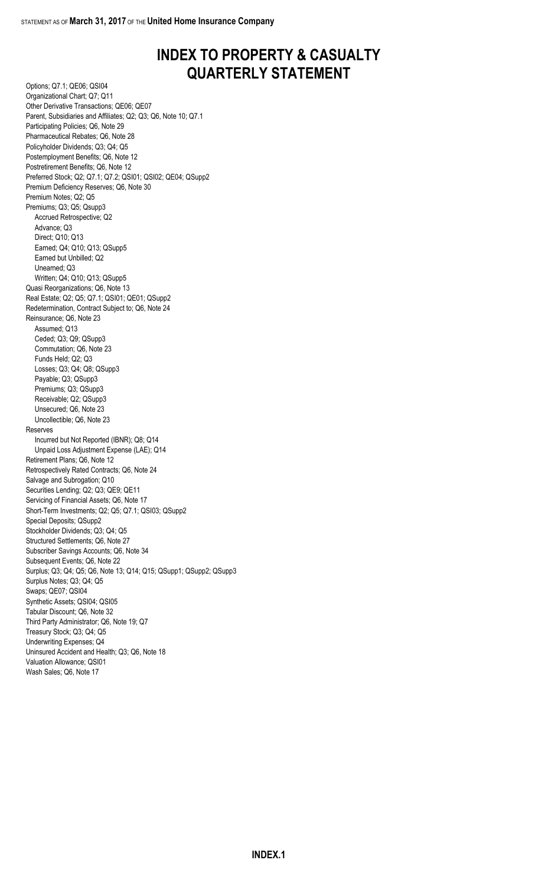# INDEX TO PROPERTY & CASUALTY QUARTERLY STATEMENT

Options; Q7.1; QE06; QSI04
Organizational Chart; Q7; Q11
Other Derivative Transactions; QE06; QE07
Parent, Subsidiaries and Affiliates; Q2; Q3; Q6, Note 10; Q7.1
Participating Policies; Q6, Note 29
Pharmaceutical Rebates; Q6, Note 28
Policyholder Dividends; Q3; Q4; Q5
Postemployment Benefits; Q6, Note 12
Postretirement Benefits; Q6, Note 12
Preferred Stock; Q2; Q7.1; Q7.2; QSI01; QSI02; QE04; QSupp2
Premium Deficiency Reserves; Q6, Note 30
Premium Notes; Q2; Q5
Premiums; Q3; Q5; Qsupp3

- Accrued Retrospective; Q2
- Advance; Q3
- Direct; Q10; Q13
- Earned; Q4; Q10; Q13; QSupp5
- Earned but Unbilled; Q2
- Unearned; Q3
- Written; Q4; Q10; Q13; QSupp5

Quasi Reorganizations; Q6, Note 13
Real Estate; Q2; Q5; Q7.1; QSI01; QE01; QSupp2
Redetermination, Contract Subject to; Q6, Note 24
Reinsurance; Q6, Note 23

- Assumed; Q13
- Ceded; Q3; Q9; QSupp3
- Commutation; Q6, Note 23
- Funds Held; Q2; Q3
- Losses; Q3; Q4; Q8; QSupp3
- Payable; Q3; QSupp3
- Premiums; Q3; QSupp3
- Receivable; Q2; QSupp3
- Unsecured; Q6, Note 23
- Uncollectible; Q6, Note 23

Reserves

- Incurred but Not Reported (IBNR); Q8; Q14
- Unpaid Loss Adjustment Expense (LAE); Q14

Retirement Plans; Q6, Note 12
Retrospectively Rated Contracts; Q6, Note 24
Salvage and Subrogation; Q10
Securities Lending; Q2; Q3; QE9; QE11
Servicing of Financial Assets; Q6, Note 17
Short-Term Investments; Q2; Q5; Q7.1; QSI03; QSupp2
Special Deposits; QSupp2
Stockholder Dividends; Q3; Q4; Q5
Structured Settlements; Q6, Note 27
Subscriber Savings Accounts; Q6, Note 34
Subsequent Events; Q6, Note 22
Surplus; Q3; Q4; Q5; Q6, Note 13; Q14; Q15; QSupp1; QSupp2; QSupp3
Surplus Notes; Q3; Q4; Q5
Swaps; QE07; QSI04
Synthetic Assets; QSI04; QSI05
Tabular Discount; Q6, Note 32
Third Party Administrator; Q6, Note 19; Q7
Treasury Stock; Q3; Q4; Q5
Underwriting Expenses; Q4
Uninsured Accident and Health; Q3; Q6, Note 18
Valuation Allowance; QSI01
Wash Sales; Q6, Note 17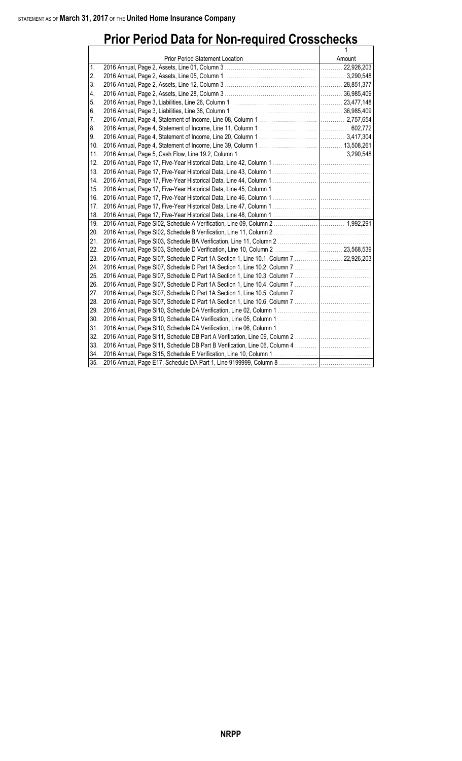# Prior Period Data for Non-required Crosschecks

| | Prior Period Statement Location | 1<br>Amount |
|---|---|---|
| 1. | 2016 Annual, Page 2, Assets, Line 01, Column 3 | 22,926,203 |
| 2. | 2016 Annual, Page 2, Assets, Line 05, Column 1 | 3,290,548 |
| 3. | 2016 Annual, Page 2, Assets, Line 12, Column 3 | 28,851,377 |
| 4. | 2016 Annual, Page 2, Assets, Line 28, Column 3 | 36,985,409 |
| 5. | 2016 Annual, Page 3, Liabilities, Line 26, Column 1 | 23,477,148 |
| 6. | 2016 Annual, Page 3, Liabilities, Line 38, Column 1 | 36,985,409 |
| 7. | 2016 Annual, Page 4, Statement of Income, Line 08, Column 1 | 2,757,654 |
| 8. | 2016 Annual, Page 4, Statement of Income, Line 11, Column 1 | 602,772 |
| 9. | 2016 Annual, Page 4, Statement of Income, Line 20, Column 1 | 3,417,304 |
| 10. | 2016 Annual, Page 4, Statement of Income, Line 39, Column 1 | 13,508,261 |
| 11. | 2016 Annual, Page 5, Cash Flow, Line 19.2, Column 1 | 3,290,548 |
| 12. | 2016 Annual, Page 17, Five-Year Historical Data, Line 42, Column 1 | |
| 13. | 2016 Annual, Page 17, Five-Year Historical Data, Line 43, Column 1 | |
| 14. | 2016 Annual, Page 17, Five-Year Historical Data, Line 44, Column 1 | |
| 15. | 2016 Annual, Page 17, Five-Year Historical Data, Line 45, Column 1 | |
| 16. | 2016 Annual, Page 17, Five-Year Historical Data, Line 46, Column 1 | |
| 17. | 2016 Annual, Page 17, Five-Year Historical Data, Line 47, Column 1 | |
| 18. | 2016 Annual, Page 17, Five-Year Historical Data, Line 48, Column 1 | |
| 19. | 2016 Annual, Page SI02, Schedule A Verification, Line 09, Column 2 | 1,992,291 |
| 20. | 2016 Annual, Page SI02, Schedule B Verification, Line 11, Column 2 | |
| 21. | 2016 Annual, Page SI03, Schedule BA Verification, Line 11, Column 2 | |
| 22. | 2016 Annual, Page SI03, Schedule D Verification, Line 10, Column 2 | 23,568,539 |
| 23. | 2016 Annual, Page SI07, Schedule D Part 1A Section 1, Line 10.1, Column 7 | 22,926,203 |
| 24. | 2016 Annual, Page SI07, Schedule D Part 1A Section 1, Line 10.2, Column 7 | |
| 25. | 2016 Annual, Page SI07, Schedule D Part 1A Section 1, Line 10.3, Column 7 | |
| 26. | 2016 Annual, Page SI07, Schedule D Part 1A Section 1, Line 10.4, Column 7 | |
| 27. | 2016 Annual, Page SI07, Schedule D Part 1A Section 1, Line 10.5, Column 7 | |
| 28. | 2016 Annual, Page SI07, Schedule D Part 1A Section 1, Line 10.6, Column 7 | |
| 29. | 2016 Annual, Page SI10, Schedule DA Verification, Line 02, Column 1 | |
| 30. | 2016 Annual, Page SI10, Schedule DA Verification, Line 05, Column 1 | |
| 31. | 2016 Annual, Page SI10, Schedule DA Verification, Line 06, Column 1 | |
| 32. | 2016 Annual, Page SI11, Schedule DB Part A Verification, Line 09, Column 2 | |
| 33. | 2016 Annual, Page SI11, Schedule DB Part B Verification, Line 06, Column 4 | |
| 34. | 2016 Annual, Page SI15, Schedule E Verification, Line 10, Column 1 | |
| 35. | 2016 Annual, Page E17, Schedule DA Part 1, Line 9199999, Column 8 | |

NRPP